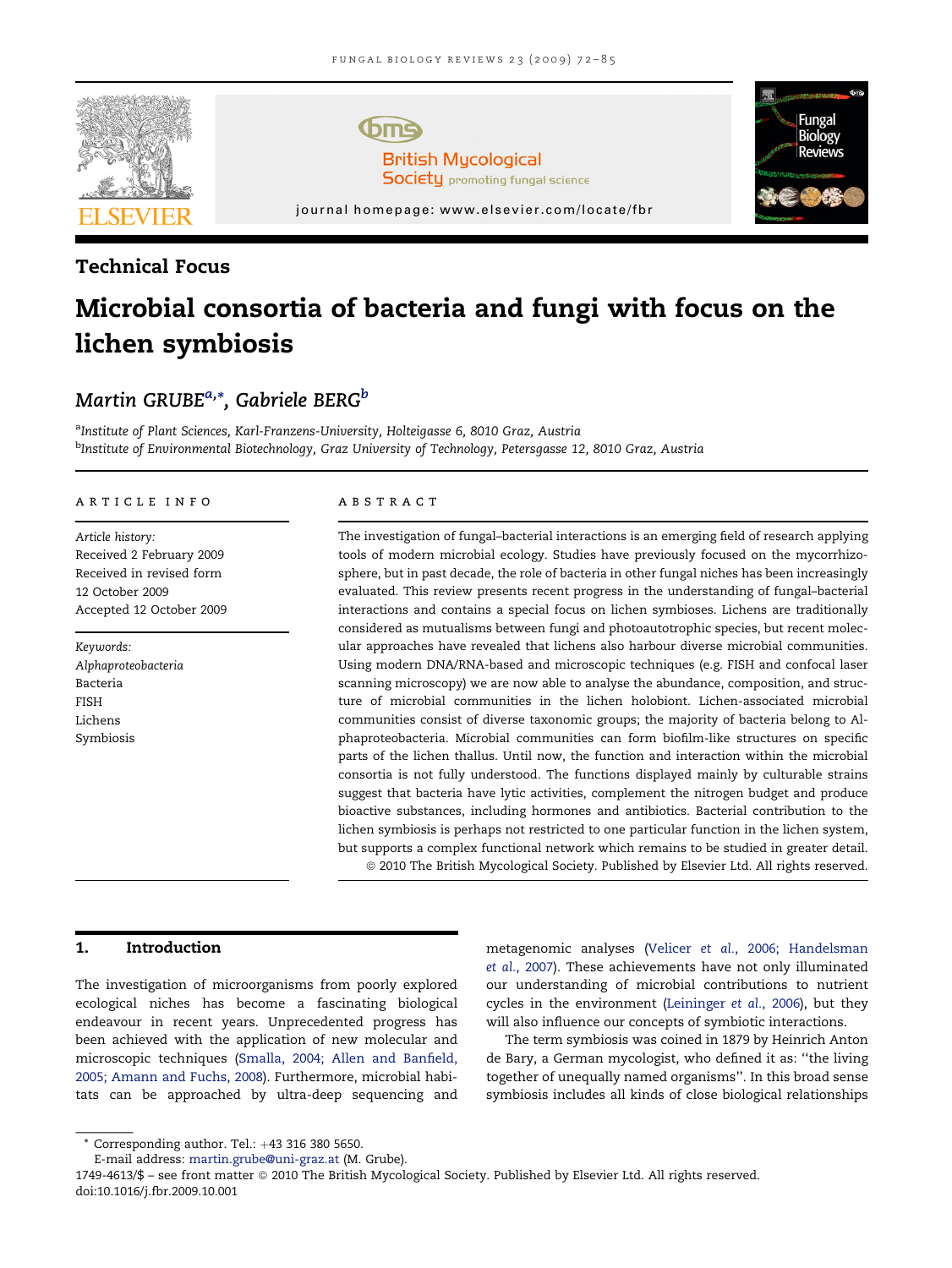Technical Focus

# Microbial consortia of bacteria and fungi with focus on the lichen symbiosis

Martin GRUBE[a,*], Gabriele BERG[b]

[a]Institute of Plant Sciences, Karl-Franzens-University, Holteigasse 6, 8010 Graz, Austria
[b]Institute of Environmental Biotechnology, Graz University of Technology, Petersgasse 12, 8010 Graz, Austria

ARTICLE INFO

*Article history:*
Received 2 February 2009
Received in revised form
12 October 2009
Accepted 12 October 2009

*Keywords:*
*Alphaproteobacteria*
Bacteria
FISH
Lichens
Symbiosis

ABSTRACT

The investigation of fungal–bacterial interactions is an emerging field of research applying tools of modern microbial ecology. Studies have previously focused on the mycorrhizosphere, but in past decade, the role of bacteria in other fungal niches has been increasingly evaluated. This review presents recent progress in the understanding of fungal–bacterial interactions and contains a special focus on lichen symbioses. Lichens are traditionally considered as mutualisms between fungi and photoautotrophic species, but recent molecular approaches have revealed that lichens also harbour diverse microbial communities. Using modern DNA/RNA-based and microscopic techniques (e.g. FISH and confocal laser scanning microscopy) we are now able to analyse the abundance, composition, and structure of microbial communities in the lichen holobiont. Lichen-associated microbial communities consist of diverse taxonomic groups; the majority of bacteria belong to Alphaproteobacteria. Microbial communities can form biofilm-like structures on specific parts of the lichen thallus. Until now, the function and interaction within the microbial consortia is not fully understood. The functions displayed mainly by culturable strains suggest that bacteria have lytic activities, complement the nitrogen budget and produce bioactive substances, including hormones and antibiotics. Bacterial contribution to the lichen symbiosis is perhaps not restricted to one particular function in the lichen system, but supports a complex functional network which remains to be studied in greater detail.

© 2010 The British Mycological Society. Published by Elsevier Ltd. All rights reserved.

## 1. Introduction

The investigation of microorganisms from poorly explored ecological niches has become a fascinating biological endeavour in recent years. Unprecedented progress has been achieved with the application of new molecular and microscopic techniques (Smalla, 2004; Allen and Banfield, 2005; Amann and Fuchs, 2008). Furthermore, microbial habitats can be approached by ultra-deep sequencing and metagenomic analyses (Velicer *et al.*, 2006; Handelsman *et al.*, 2007). These achievements have not only illuminated our understanding of microbial contributions to nutrient cycles in the environment (Leininger *et al.*, 2006), but they will also influence our concepts of symbiotic interactions.

The term symbiosis was coined in 1879 by Heinrich Anton de Bary, a German mycologist, who defined it as: "the living together of unequally named organisms". In this broad sense symbiosis includes all kinds of close biological relationships

\* Corresponding author. Tel.: +43 316 380 5650.
E-mail address: martin.grube@uni-graz.at (M. Grube).

1749-4613/$ – see front matter © 2010 The British Mycological Society. Published by Elsevier Ltd. All rights reserved.
doi:10.1016/j.fbr.2009.10.001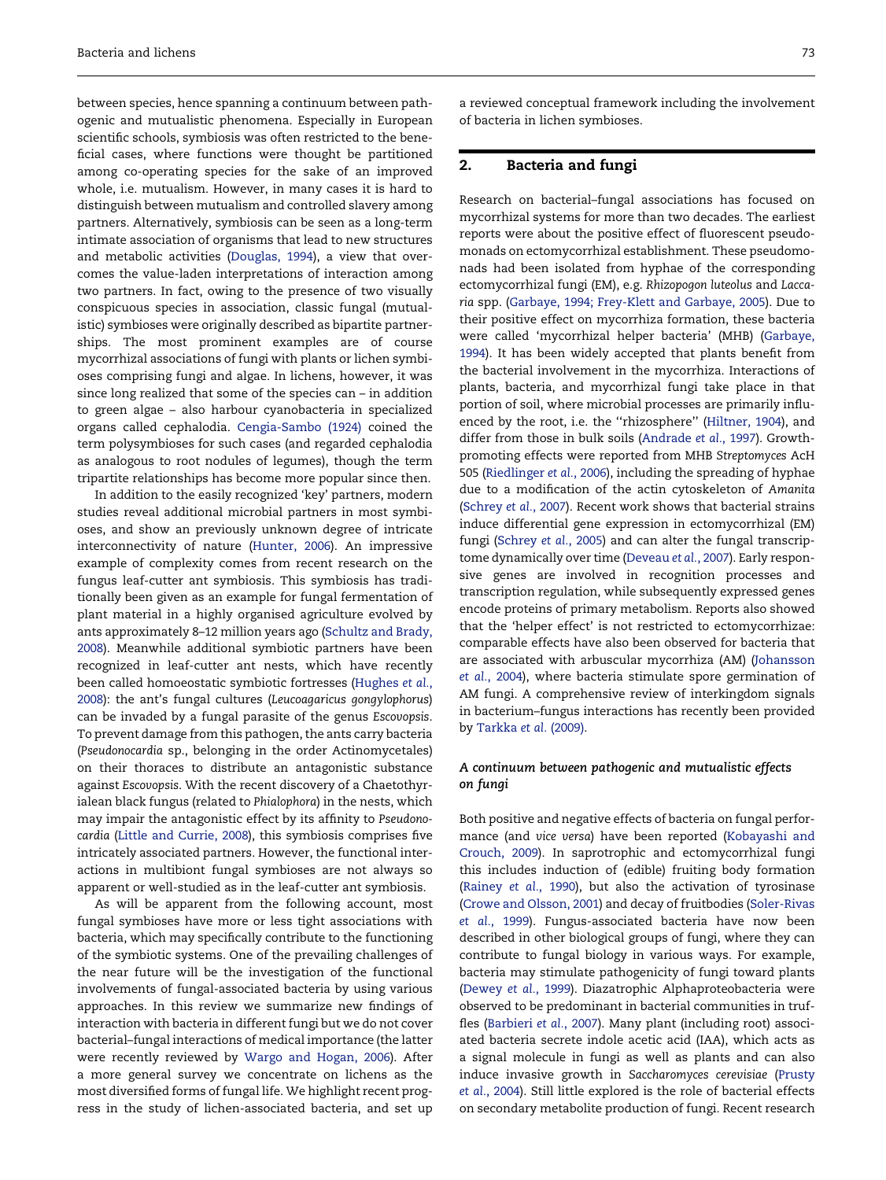between species, hence spanning a continuum between pathogenic and mutualistic phenomena. Especially in European scientific schools, symbiosis was often restricted to the beneficial cases, where functions were thought be partitioned among co-operating species for the sake of an improved whole, i.e. mutualism. However, in many cases it is hard to distinguish between mutualism and controlled slavery among partners. Alternatively, symbiosis can be seen as a long-term intimate association of organisms that lead to new structures and metabolic activities (Douglas, 1994), a view that overcomes the value-laden interpretations of interaction among two partners. In fact, owing to the presence of two visually conspicuous species in association, classic fungal (mutualistic) symbioses were originally described as bipartite partnerships. The most prominent examples are of course mycorrhizal associations of fungi with plants or lichen symbioses comprising fungi and algae. In lichens, however, it was since long realized that some of the species can – in addition to green algae – also harbour cyanobacteria in specialized organs called cephalodia. Cengia-Sambo (1924) coined the term polysymbioses for such cases (and regarded cephalodia as analogous to root nodules of legumes), though the term tripartite relationships has become more popular since then.

In addition to the easily recognized 'key' partners, modern studies reveal additional microbial partners in most symbioses, and show an previously unknown degree of intricate interconnectivity of nature (Hunter, 2006). An impressive example of complexity comes from recent research on the fungus leaf-cutter ant symbiosis. This symbiosis has traditionally been given as an example for fungal fermentation of plant material in a highly organised agriculture evolved by ants approximately 8–12 million years ago (Schultz and Brady, 2008). Meanwhile additional symbiotic partners have been recognized in leaf-cutter ant nests, which have recently been called homoeostatic symbiotic fortresses (Hughes *et al.*, 2008): the ant's fungal cultures (*Leucoagaricus gongylophorus*) can be invaded by a fungal parasite of the genus *Escovopsis*. To prevent damage from this pathogen, the ants carry bacteria (*Pseudonocardia* sp., belonging in the order Actinomycetales) on their thoraces to distribute an antagonistic substance against *Escovopsis*. With the recent discovery of a Chaetothyrialean black fungus (related to *Phialophora*) in the nests, which may impair the antagonistic effect by its affinity to *Pseudonocardia* (Little and Currie, 2008), this symbiosis comprises five intricately associated partners. However, the functional interactions in multibiont fungal symbioses are not always so apparent or well-studied as in the leaf-cutter ant symbiosis.

As will be apparent from the following account, most fungal symbioses have more or less tight associations with bacteria, which may specifically contribute to the functioning of the symbiotic systems. One of the prevailing challenges of the near future will be the investigation of the functional involvements of fungal-associated bacteria by using various approaches. In this review we summarize new findings of interaction with bacteria in different fungi but we do not cover bacterial–fungal interactions of medical importance (the latter were recently reviewed by Wargo and Hogan, 2006). After a more general survey we concentrate on lichens as the most diversified forms of fungal life. We highlight recent progress in the study of lichen-associated bacteria, and set up a reviewed conceptual framework including the involvement of bacteria in lichen symbioses.

## 2. Bacteria and fungi

Research on bacterial–fungal associations has focused on mycorrhizal systems for more than two decades. The earliest reports were about the positive effect of fluorescent pseudomonads on ectomycorrhizal establishment. These pseudomonads had been isolated from hyphae of the corresponding ectomycorrhizal fungi (EM), e.g. *Rhizopogon luteolus* and *Laccaria* spp. (Garbaye, 1994; Frey-Klett and Garbaye, 2005). Due to their positive effect on mycorrhiza formation, these bacteria were called 'mycorrhizal helper bacteria' (MHB) (Garbaye, 1994). It has been widely accepted that plants benefit from the bacterial involvement in the mycorrhiza. Interactions of plants, bacteria, and mycorrhizal fungi take place in that portion of soil, where microbial processes are primarily influenced by the root, i.e. the "rhizosphere" (Hiltner, 1904), and differ from those in bulk soils (Andrade *et al.*, 1997). Growth-promoting effects were reported from MHB *Streptomyces* AcH 505 (Riedlinger *et al.*, 2006), including the spreading of hyphae due to a modification of the actin cytoskeleton of *Amanita* (Schrey *et al.*, 2007). Recent work shows that bacterial strains induce differential gene expression in ectomycorrhizal (EM) fungi (Schrey *et al.*, 2005) and can alter the fungal transcriptome dynamically over time (Deveau *et al.*, 2007). Early responsive genes are involved in recognition processes and transcription regulation, while subsequently expressed genes encode proteins of primary metabolism. Reports also showed that the 'helper effect' is not restricted to ectomycorrhizae: comparable effects have also been observed for bacteria that are associated with arbuscular mycorrhiza (AM) (Johansson *et al.*, 2004), where bacteria stimulate spore germination of AM fungi. A comprehensive review of interkingdom signals in bacterium–fungus interactions has recently been provided by Tarkka *et al.* (2009).

### *A continuum between pathogenic and mutualistic effects on fungi*

Both positive and negative effects of bacteria on fungal performance (and *vice versa*) have been reported (Kobayashi and Crouch, 2009). In saprotrophic and ectomycorrhizal fungi this includes induction of (edible) fruiting body formation (Rainey *et al.*, 1990), but also the activation of tyrosinase (Crowe and Olsson, 2001) and decay of fruitbodies (Soler-Rivas *et al.*, 1999). Fungus-associated bacteria have now been described in other biological groups of fungi, where they can contribute to fungal biology in various ways. For example, bacteria may stimulate pathogenicity of fungi toward plants (Dewey *et al.*, 1999). Diazatrophic Alphaproteobacteria were observed to be predominant in bacterial communities in truffles (Barbieri *et al.*, 2007). Many plant (including root) associated bacteria secrete indole acetic acid (IAA), which acts as a signal molecule in fungi as well as plants and can also induce invasive growth in *Saccharomyces cerevisiae* (Prusty *et al.*, 2004). Still little explored is the role of bacterial effects on secondary metabolite production of fungi. Recent research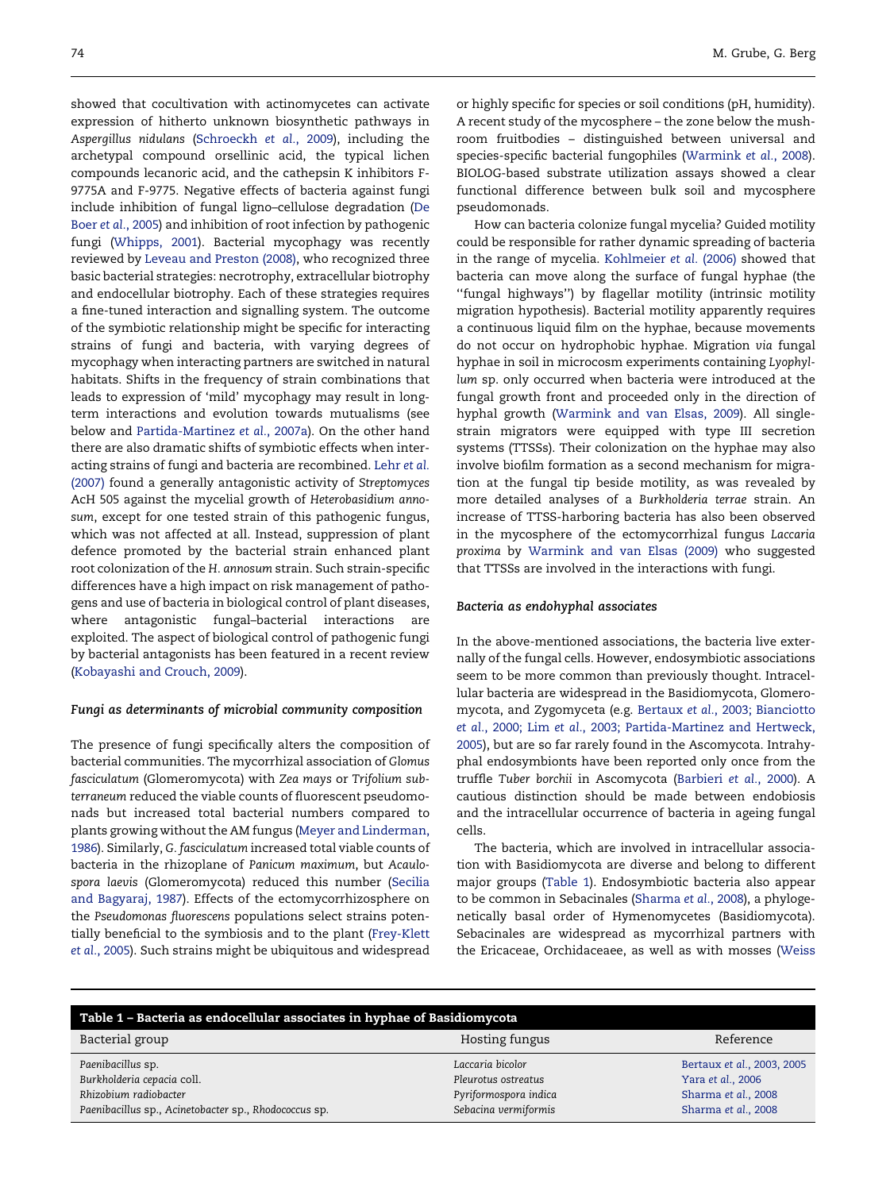showed that cocultivation with actinomycetes can activate expression of hitherto unknown biosynthetic pathways in *Aspergillus nidulans* (Schroeckh *et al.*, 2009), including the archetypal compound orsellinic acid, the typical lichen compounds lecanoric acid, and the cathepsin K inhibitors F-9775A and F-9775. Negative effects of bacteria against fungi include inhibition of fungal ligno–cellulose degradation (De Boer *et al.*, 2005) and inhibition of root infection by pathogenic fungi (Whipps, 2001). Bacterial mycophagy was recently reviewed by Leveau and Preston (2008), who recognized three basic bacterial strategies: necrotrophy, extracellular biotrophy and endocellular biotrophy. Each of these strategies requires a fine-tuned interaction and signalling system. The outcome of the symbiotic relationship might be specific for interacting strains of fungi and bacteria, with varying degrees of mycophagy when interacting partners are switched in natural habitats. Shifts in the frequency of strain combinations that leads to expression of 'mild' mycophagy may result in long-term interactions and evolution towards mutualisms (see below and Partida-Martinez *et al.*, 2007a). On the other hand there are also dramatic shifts of symbiotic effects when interacting strains of fungi and bacteria are recombined. Lehr *et al.* (2007) found a generally antagonistic activity of *Streptomyces* AcH 505 against the mycelial growth of *Heterobasidium annosum*, except for one tested strain of this pathogenic fungus, which was not affected at all. Instead, suppression of plant defence promoted by the bacterial strain enhanced plant root colonization of the *H. annosum* strain. Such strain-specific differences have a high impact on risk management of pathogens and use of bacteria in biological control of plant diseases, where antagonistic fungal–bacterial interactions are exploited. The aspect of biological control of pathogenic fungi by bacterial antagonists has been featured in a recent review (Kobayashi and Crouch, 2009).

### *Fungi as determinants of microbial community composition*

The presence of fungi specifically alters the composition of bacterial communities. The mycorrhizal association of *Glomus fasciculatum* (Glomeromycota) with *Zea mays* or *Trifolium subterraneum* reduced the viable counts of fluorescent pseudomonads but increased total bacterial numbers compared to plants growing without the AM fungus (Meyer and Linderman, 1986). Similarly, *G. fasciculatum* increased total viable counts of bacteria in the rhizoplane of *Panicum maximum*, but *Acaulospora laevis* (Glomeromycota) reduced this number (Secilia and Bagyaraj, 1987). Effects of the ectomycorrhizosphere on the *Pseudomonas fluorescens* populations select strains potentially beneficial to the symbiosis and to the plant (Frey-Klett *et al.*, 2005). Such strains might be ubiquitous and widespread or highly specific for species or soil conditions (pH, humidity). A recent study of the mycosphere – the zone below the mushroom fruitbodies – distinguished between universal and species-specific bacterial fungophiles (Warmink *et al.*, 2008). BIOLOG-based substrate utilization assays showed a clear functional difference between bulk soil and mycosphere pseudomonads.

How can bacteria colonize fungal mycelia? Guided motility could be responsible for rather dynamic spreading of bacteria in the range of mycelia. Kohlmeier *et al.* (2006) showed that bacteria can move along the surface of fungal hyphae (the ''fungal highways'') by flagellar motility (intrinsic motility migration hypothesis). Bacterial motility apparently requires a continuous liquid film on the hyphae, because movements do not occur on hydrophobic hyphae. Migration *via* fungal hyphae in soil in microcosm experiments containing *Lyophyllum* sp. only occurred when bacteria were introduced at the fungal growth front and proceeded only in the direction of hyphal growth (Warmink and van Elsas, 2009). All single-strain migrators were equipped with type III secretion systems (TTSSs). Their colonization on the hyphae may also involve biofilm formation as a second mechanism for migration at the fungal tip beside motility, as was revealed by more detailed analyses of a *Burkholderia terrae* strain. An increase of TTSS-harboring bacteria has also been observed in the mycosphere of the ectomycorrhizal fungus *Laccaria proxima* by Warmink and van Elsas (2009) who suggested that TTSSs are involved in the interactions with fungi.

### *Bacteria as endohyphal associates*

In the above-mentioned associations, the bacteria live externally of the fungal cells. However, endosymbiotic associations seem to be more common than previously thought. Intracellular bacteria are widespread in the Basidiomycota, Glomeromycota, and Zygomyceta (e.g. Bertaux *et al.*, 2003; Bianciotto *et al.*, 2000; Lim *et al.*, 2003; Partida-Martinez and Hertweck, 2005), but are so far rarely found in the Ascomycota. Intrahyphal endosymbionts have been reported only once from the truffle *Tuber borchii* in Ascomycota (Barbieri *et al.*, 2000). A cautious distinction should be made between endobiosis and the intracellular occurrence of bacteria in ageing fungal cells.

The bacteria, which are involved in intracellular association with Basidiomycota are diverse and belong to different major groups (Table 1). Endosymbiotic bacteria also appear to be common in Sebacinales (Sharma *et al.*, 2008), a phylogenetically basal order of Hymenomycetes (Basidiomycota). Sebacinales are widespread as mycorrhizal partners with the Ericaceae, Orchidaceaee, as well as with mosses (Weiss

**Table 1 – Bacteria as endocellular associates in hyphae of Basidiomycota**

| Bacterial group | Hosting fungus | Reference |
|---|---|---|
| *Paenibacillus* sp. | *Laccaria bicolor* | Bertaux *et al.*, 2003, 2005 |
| *Burkholderia cepacia* coll. | *Pleurotus ostreatus* | Yara *et al.*, 2006 |
| *Rhizobium radiobacter* | *Pyriformospora indica* | Sharma *et al.*, 2008 |
| *Paenibacillus* sp., *Acinetobacter* sp., *Rhodococcus* sp. | *Sebacina vermiformis* | Sharma *et al.*, 2008 |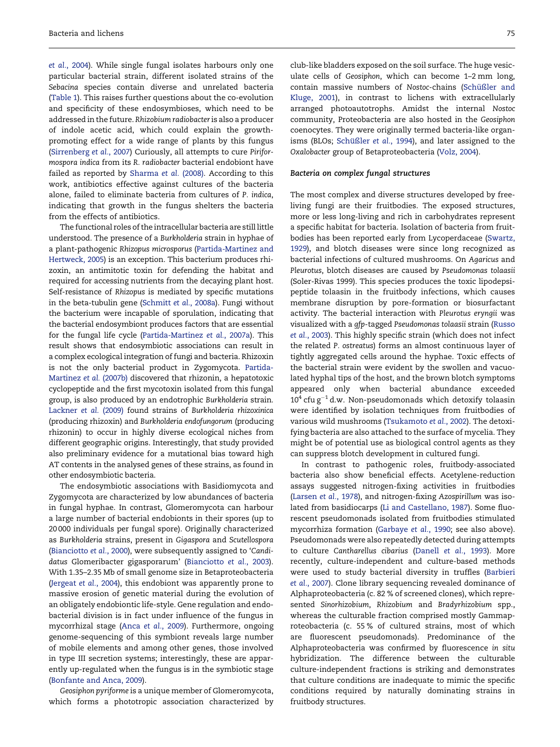et al., 2004). While single fungal isolates harbours only one particular bacterial strain, different isolated strains of the *Sebacina* species contain diverse and unrelated bacteria (Table 1). This raises further questions about the co-evolution and specificity of these endosymbioses, which need to be addressed in the future. *Rhizobium radiobacter* is also a producer of indole acetic acid, which could explain the growth-promoting effect for a wide range of plants by this fungus (Sirrenberg et al., 2007) Curiously, all attempts to cure *Piriformospora indica* from its *R. radiobacter* bacterial endobiont have failed as reported by Sharma et al. (2008). According to this work, antibiotics effective against cultures of the bacteria alone, failed to eliminate bacteria from cultures of *P. indica*, indicating that growth in the fungus shelters the bacteria from the effects of antibiotics.

The functional roles of the intracellular bacteria are still little understood. The presence of a *Burkholderia* strain in hyphae of a plant-pathogenic *Rhizopus microsporus* (Partida-Martinez and Hertweck, 2005) is an exception. This bacterium produces rhizoxin, an antimitotic toxin for defending the habitat and required for accessing nutrients from the decaying plant host. Self-resistance of *Rhizopus* is mediated by specific mutations in the beta-tubulin gene (Schmitt et al., 2008a). Fungi without the bacterium were incapable of sporulation, indicating that the bacterial endosymbiont produces factors that are essential for the fungal life cycle (Partida-Martinez et al., 2007a). This result shows that endosymbiotic associations can result in a complex ecological integration of fungi and bacteria. Rhizoxin is not the only bacterial product in Zygomycota. Partida-Martinez et al. (2007b) discovered that rhizonin, a hepatotoxic cyclopeptide and the first mycotoxin isolated from this fungal group, is also produced by an endotrophic *Burkholderia* strain. Lackner et al. (2009) found strains of *Burkholderia rhizoxinica* (producing rhizoxin) and *Burkholderia endofungorum* (producing rhizonin) to occur in highly diverse ecological niches from different geographic origins. Interestingly, that study provided also preliminary evidence for a mutational bias toward high AT contents in the analysed genes of these strains, as found in other endosymbiotic bacteria.

The endosymbiotic associations with Basidiomycota and Zygomycota are characterized by low abundances of bacteria in fungal hyphae. In contrast, Glomeromycota can harbour a large number of bacterial endobionts in their spores (up to 20 000 individuals per fungal spore). Originally characterized as *Burkholderia* strains, present in *Gigaspora* and *Scutellospora* (Bianciotto et al., 2000), were subsequently assigned to '*Candidatus* Glomeribacter gigasporarum' (Bianciotto et al., 2003). With 1.35–2.35 Mb of small genome size in Betaproteobacteria (Jergeat et al., 2004), this endobiont was apparently prone to massive erosion of genetic material during the evolution of an obligately endobiontic life-style. Gene regulation and endobacterial division is in fact under influence of the fungus in mycorrhizal stage (Anca et al., 2009). Furthermore, ongoing genome-sequencing of this symbiont reveals large number of mobile elements and among other genes, those involved in type III secretion systems; interestingly, these are apparently up-regulated when the fungus is in the symbiotic stage (Bonfante and Anca, 2009).

*Geosiphon pyriforme* is a unique member of Glomeromycota, which forms a phototropic association characterized by club-like bladders exposed on the soil surface. The huge vesiculate cells of *Geosiphon*, which can become 1–2 mm long, contain massive numbers of *Nostoc*-chains (Schüßler and Kluge, 2001), in contrast to lichens with extracellularly arranged photoautotrophs. Amidst the internal *Nostoc* community, Proteobacteria are also hosted in the *Geosiphon* coenocytes. They were originally termed bacteria-like organisms (BLOs; Schüßler et al., 1994), and later assigned to the *Oxalobacter* group of Betaproteobacteria (Volz, 2004).

### *Bacteria on complex fungal structures*

The most complex and diverse structures developed by free-living fungi are their fruitbodies. The exposed structures, more or less long-living and rich in carbohydrates represent a specific habitat for bacteria. Isolation of bacteria from fruitbodies has been reported early from Lycoperdaceae (Swartz, 1929), and blotch diseases were since long recognized as bacterial infections of cultured mushrooms. On *Agaricus* and *Pleurotus*, blotch diseases are caused by *Pseudomonas tolaasii* (Soler-Rivas 1999). This species produces the toxic lipodepsipeptide tolaasin in the fruitbody infections, which causes membrane disruption by pore-formation or biosurfactant activity. The bacterial interaction with *Pleurotus eryngii* was visualized with a *gfp*-tagged *Pseudomonas tolaasii* strain (Russo et al., 2003). This highly specific strain (which does not infect the related *P. ostreatus*) forms an almost continuous layer of tightly aggregated cells around the hyphae. Toxic effects of the bacterial strain were evident by the swollen and vacuolated hyphal tips of the host, and the brown blotch symptoms appeared only when bacterial abundance exceeded $10^4$ cfu $g^{-1}$ d.w. Non-pseudomonads which detoxify tolaasin were identified by isolation techniques from fruitbodies of various wild mushrooms (Tsukamoto et al., 2002). The detoxifying bacteria are also attached to the surface of mycelia. They might be of potential use as biological control agents as they can suppress blotch development in cultured fungi.

In contrast to pathogenic roles, fruitbody-associated bacteria also show beneficial effects. Acetylene-reduction assays suggested nitrogen-fixing activities in fruitbodies (Larsen et al., 1978), and nitrogen-fixing *Azospirillum* was isolated from basidiocarps (Li and Castellano, 1987). Some fluorescent pseudomonads isolated from fruitbodies stimulated mycorrhiza formation (Garbaye et al., 1990; see also above). Pseudomonads were also repeatedly detected during attempts to culture *Cantharellus cibarius* (Danell et al., 1993). More recently, culture-independent and culture-based methods were used to study bacterial diversity in truffles (Barbieri et al., 2007). Clone library sequencing revealed dominance of Alphaproteobacteria (c. 82 % of screened clones), which represented *Sinorhizobium*, *Rhizobium* and *Bradyrhizobium* spp., whereas the culturable fraction comprised mostly Gammaproteobacteria (c. 55 % of cultured strains, most of which are fluorescent pseudomonads). Predominance of the Alphaproteobacteria was confirmed by fluorescence *in situ* hybridization. The difference between the culturable culture-independent fractions is striking and demonstrates that culture conditions are inadequate to mimic the specific conditions required by naturally dominating strains in fruitbody structures.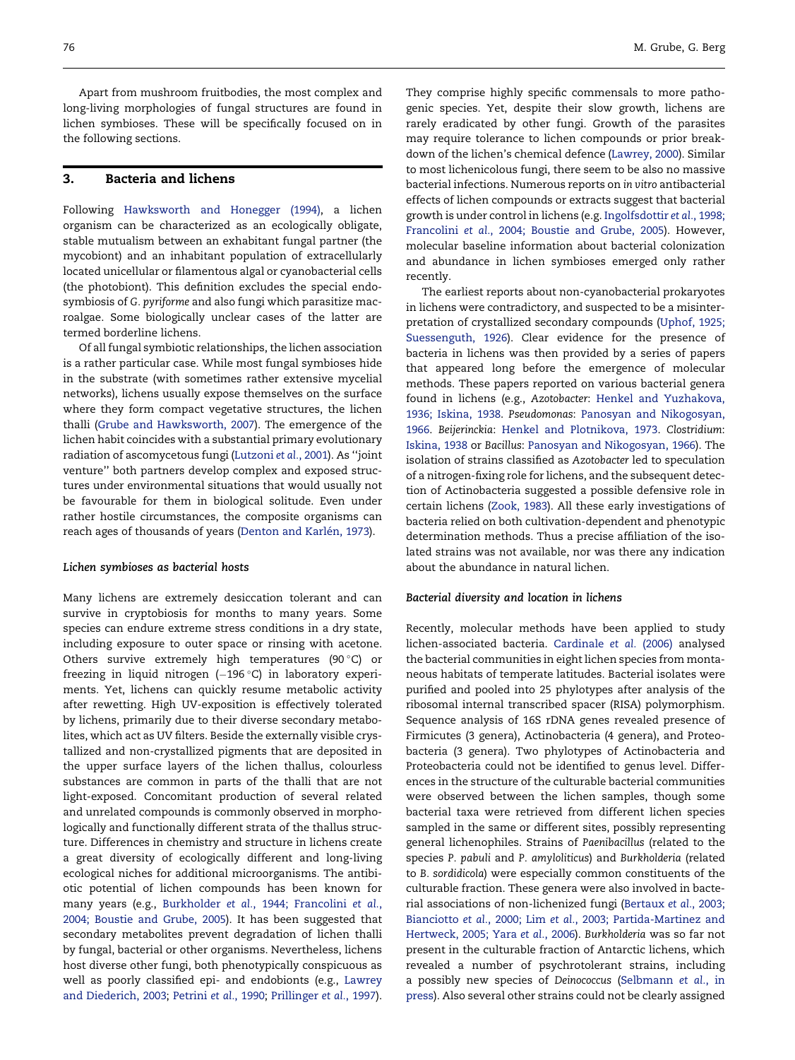Apart from mushroom fruitbodies, the most complex and long-living morphologies of fungal structures are found in lichen symbioses. These will be specifically focused on in the following sections.

## 3. Bacteria and lichens

Following Hawksworth and Honegger (1994), a lichen organism can be characterized as an ecologically obligate, stable mutualism between an exhabitant fungal partner (the mycobiont) and an inhabitant population of extracellularly located unicellular or filamentous algal or cyanobacterial cells (the photobiont). This definition excludes the special endosymbiosis of *G. pyriforme* and also fungi which parasitize macroalgae. Some biologically unclear cases of the latter are termed borderline lichens.

Of all fungal symbiotic relationships, the lichen association is a rather particular case. While most fungal symbioses hide in the substrate (with sometimes rather extensive mycelial networks), lichens usually expose themselves on the surface where they form compact vegetative structures, the lichen thalli (Grube and Hawksworth, 2007). The emergence of the lichen habit coincides with a substantial primary evolutionary radiation of ascomycetous fungi (Lutzoni *et al.*, 2001). As ''joint venture'' both partners develop complex and exposed structures under environmental situations that would usually not be favourable for them in biological solitude. Even under rather hostile circumstances, the composite organisms can reach ages of thousands of years (Denton and Karlén, 1973).

### *Lichen symbioses as bacterial hosts*

Many lichens are extremely desiccation tolerant and can survive in cryptobiosis for months to many years. Some species can endure extreme stress conditions in a dry state, including exposure to outer space or rinsing with acetone. Others survive extremely high temperatures (90 °C) or freezing in liquid nitrogen (−196 °C) in laboratory experiments. Yet, lichens can quickly resume metabolic activity after rewetting. High UV-exposition is effectively tolerated by lichens, primarily due to their diverse secondary metabolites, which act as UV filters. Beside the externally visible crystallized and non-crystallized pigments that are deposited in the upper surface layers of the lichen thallus, colourless substances are common in parts of the thalli that are not light-exposed. Concomitant production of several related and unrelated compounds is commonly observed in morphologically and functionally different strata of the thallus structure. Differences in chemistry and structure in lichens create a great diversity of ecologically different and long-living ecological niches for additional microorganisms. The antibiotic potential of lichen compounds has been known for many years (e.g., Burkholder *et al.*, 1944; Francolini *et al.*, 2004; Boustie and Grube, 2005). It has been suggested that secondary metabolites prevent degradation of lichen thalli by fungal, bacterial or other organisms. Nevertheless, lichens host diverse other fungi, both phenotypically conspicuous as well as poorly classified epi- and endobionts (e.g., Lawrey and Diederich, 2003; Petrini *et al.*, 1990; Prillinger *et al.*, 1997). They comprise highly specific commensals to more pathogenic species. Yet, despite their slow growth, lichens are rarely eradicated by other fungi. Growth of the parasites may require tolerance to lichen compounds or prior breakdown of the lichen's chemical defence (Lawrey, 2000). Similar to most lichenicolous fungi, there seem to be also no massive bacterial infections. Numerous reports on *in vitro* antibacterial effects of lichen compounds or extracts suggest that bacterial growth is under control in lichens (e.g. Ingolfsdottir *et al.*, 1998; Francolini *et al.*, 2004; Boustie and Grube, 2005). However, molecular baseline information about bacterial colonization and abundance in lichen symbioses emerged only rather recently.

The earliest reports about non-cyanobacterial prokaryotes in lichens were contradictory, and suspected to be a misinterpretation of crystallized secondary compounds (Uphof, 1925; Suessenguth, 1926). Clear evidence for the presence of bacteria in lichens was then provided by a series of papers that appeared long before the emergence of molecular methods. These papers reported on various bacterial genera found in lichens (e.g., *Azotobacter*: Henkel and Yuzhakova, 1936; Iskina, 1938. *Pseudomonas*: Panosyan and Nikogosyan, 1966. *Beijerinckia*: Henkel and Plotnikova, 1973. *Clostridium*: Iskina, 1938 or *Bacillus*: Panosyan and Nikogosyan, 1966). The isolation of strains classified as *Azotobacter* led to speculation of a nitrogen-fixing role for lichens, and the subsequent detection of Actinobacteria suggested a possible defensive role in certain lichens (Zook, 1983). All these early investigations of bacteria relied on both cultivation-dependent and phenotypic determination methods. Thus a precise affiliation of the isolated strains was not available, nor was there any indication about the abundance in natural lichen.

### *Bacterial diversity and location in lichens*

Recently, molecular methods have been applied to study lichen-associated bacteria. Cardinale *et al.* (2006) analysed the bacterial communities in eight lichen species from montaneous habitats of temperate latitudes. Bacterial isolates were purified and pooled into 25 phylotypes after analysis of the ribosomal internal transcribed spacer (RISA) polymorphism. Sequence analysis of 16S rDNA genes revealed presence of Firmicutes (3 genera), Actinobacteria (4 genera), and Proteobacteria (3 genera). Two phylotypes of Actinobacteria and Proteobacteria could not be identified to genus level. Differences in the structure of the culturable bacterial communities were observed between the lichen samples, though some bacterial taxa were retrieved from different lichen species sampled in the same or different sites, possibly representing general lichenophiles. Strains of *Paenibacillus* (related to the species *P. pabuli* and *P. amyloliticus*) and *Burkholderia* (related to *B. sordidicola*) were especially common constituents of the culturable fraction. These genera were also involved in bacterial associations of non-lichenized fungi (Bertaux *et al.*, 2003; Bianciotto *et al.*, 2000; Lim *et al.*, 2003; Partida-Martinez and Hertweck, 2005; Yara *et al.*, 2006). *Burkholderia* was so far not present in the culturable fraction of Antarctic lichens, which revealed a number of psychrotolerant strains, including a possibly new species of *Deinococcus* (Selbmann *et al.*, in press). Also several other strains could not be clearly assigned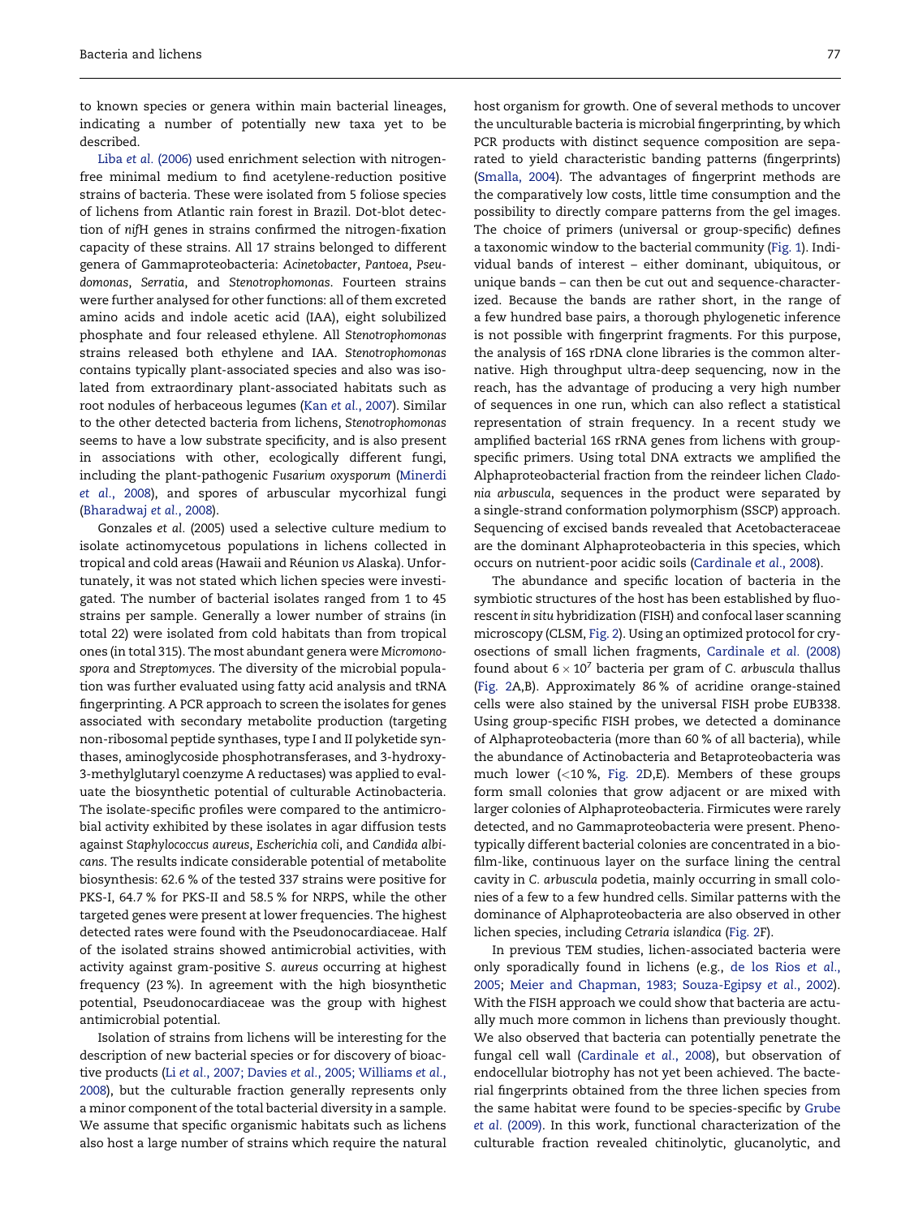to known species or genera within main bacterial lineages, indicating a number of potentially new taxa yet to be described.

Liba *et al.* (2006) used enrichment selection with nitrogen-free minimal medium to find acetylene-reduction positive strains of bacteria. These were isolated from 5 foliose species of lichens from Atlantic rain forest in Brazil. Dot-blot detection of *nif*H genes in strains confirmed the nitrogen-fixation capacity of these strains. All 17 strains belonged to different genera of Gammaproteobacteria: *Acinetobacter*, *Pantoea*, *Pseudomonas*, *Serratia*, and *Stenotrophomonas*. Fourteen strains were further analysed for other functions: all of them excreted amino acids and indole acetic acid (IAA), eight solubilized phosphate and four released ethylene. All *Stenotrophomonas* strains released both ethylene and IAA. *Stenotrophomonas* contains typically plant-associated species and also was isolated from extraordinary plant-associated habitats such as root nodules of herbaceous legumes (Kan *et al.*, 2007). Similar to the other detected bacteria from lichens, *Stenotrophomonas* seems to have a low substrate specificity, and is also present in associations with other, ecologically different fungi, including the plant-pathogenic *Fusarium oxysporum* (Minerdi *et al.*, 2008), and spores of arbuscular mycorhizal fungi (Bharadwaj *et al.*, 2008).

Gonzales *et al.* (2005) used a selective culture medium to isolate actinomycetous populations in lichens collected in tropical and cold areas (Hawaii and Réunion *vs* Alaska). Unfortunately, it was not stated which lichen species were investigated. The number of bacterial isolates ranged from 1 to 45 strains per sample. Generally a lower number of strains (in total 22) were isolated from cold habitats than from tropical ones (in total 315). The most abundant genera were *Micromonospora* and *Streptomyces*. The diversity of the microbial population was further evaluated using fatty acid analysis and tRNA fingerprinting. A PCR approach to screen the isolates for genes associated with secondary metabolite production (targeting non-ribosomal peptide synthases, type I and II polyketide synthases, aminoglycoside phosphotransferases, and 3-hydroxy-3-methylglutaryl coenzyme A reductases) was applied to evaluate the biosynthetic potential of culturable Actinobacteria. The isolate-specific profiles were compared to the antimicrobial activity exhibited by these isolates in agar diffusion tests against *Staphylococcus aureus*, *Escherichia coli*, and *Candida albicans*. The results indicate considerable potential of metabolite biosynthesis: 62.6 % of the tested 337 strains were positive for PKS-I, 64.7 % for PKS-II and 58.5 % for NRPS, while the other targeted genes were present at lower frequencies. The highest detected rates were found with the Pseudonocardiaceae. Half of the isolated strains showed antimicrobial activities, with activity against gram-positive *S. aureus* occurring at highest frequency (23 %). In agreement with the high biosynthetic potential, Pseudonocardiaceae was the group with highest antimicrobial potential.

Isolation of strains from lichens will be interesting for the description of new bacterial species or for discovery of bioactive products (Li *et al.*, 2007; Davies *et al.*, 2005; Williams *et al.*, 2008), but the culturable fraction generally represents only a minor component of the total bacterial diversity in a sample. We assume that specific organismic habitats such as lichens also host a large number of strains which require the natural host organism for growth. One of several methods to uncover the unculturable bacteria is microbial fingerprinting, by which PCR products with distinct sequence composition are separated to yield characteristic banding patterns (fingerprints) (Smalla, 2004). The advantages of fingerprint methods are the comparatively low costs, little time consumption and the possibility to directly compare patterns from the gel images. The choice of primers (universal or group-specific) defines a taxonomic window to the bacterial community (Fig. 1). Individual bands of interest – either dominant, ubiquitous, or unique bands – can then be cut out and sequence-characterized. Because the bands are rather short, in the range of a few hundred base pairs, a thorough phylogenetic inference is not possible with fingerprint fragments. For this purpose, the analysis of 16S rDNA clone libraries is the common alternative. High throughput ultra-deep sequencing, now in the reach, has the advantage of producing a very high number of sequences in one run, which can also reflect a statistical representation of strain frequency. In a recent study we amplified bacterial 16S rRNA genes from lichens with group-specific primers. Using total DNA extracts we amplified the Alphaproteobacterial fraction from the reindeer lichen *Cladonia arbuscula*, sequences in the product were separated by a single-strand conformation polymorphism (SSCP) approach. Sequencing of excised bands revealed that Acetobacteraceae are the dominant Alphaproteobacteria in this species, which occurs on nutrient-poor acidic soils (Cardinale *et al.*, 2008).

The abundance and specific location of bacteria in the symbiotic structures of the host has been established by fluorescent *in situ* hybridization (FISH) and confocal laser scanning microscopy (CLSM, Fig. 2). Using an optimized protocol for cryosections of small lichen fragments, Cardinale *et al.* (2008) found about $6 \times 10^7$ bacteria per gram of *C. arbuscula* thallus (Fig. 2A,B). Approximately 86 % of acridine orange-stained cells were also stained by the universal FISH probe EUB338. Using group-specific FISH probes, we detected a dominance of Alphaproteobacteria (more than 60 % of all bacteria), while the abundance of Actinobacteria and Betaproteobacteria was much lower (<10 %, Fig. 2D,E). Members of these groups form small colonies that grow adjacent or are mixed with larger colonies of Alphaproteobacteria. Firmicutes were rarely detected, and no Gammaproteobacteria were present. Phenotypically different bacterial colonies are concentrated in a biofilm-like, continuous layer on the surface lining the central cavity in *C. arbuscula* podetia, mainly occurring in small colonies of a few to a few hundred cells. Similar patterns with the dominance of Alphaproteobacteria are also observed in other lichen species, including *Cetraria islandica* (Fig. 2F).

In previous TEM studies, lichen-associated bacteria were only sporadically found in lichens (e.g., de los Rios *et al.*, 2005; Meier and Chapman, 1983; Souza-Egipsy *et al.*, 2002). With the FISH approach we could show that bacteria are actually much more common in lichens than previously thought. We also observed that bacteria can potentially penetrate the fungal cell wall (Cardinale *et al.*, 2008), but observation of endocellular biotrophy has not yet been achieved. The bacterial fingerprints obtained from the three lichen species from the same habitat were found to be species-specific by Grube *et al.* (2009). In this work, functional characterization of the culturable fraction revealed chitinolytic, glucanolytic, and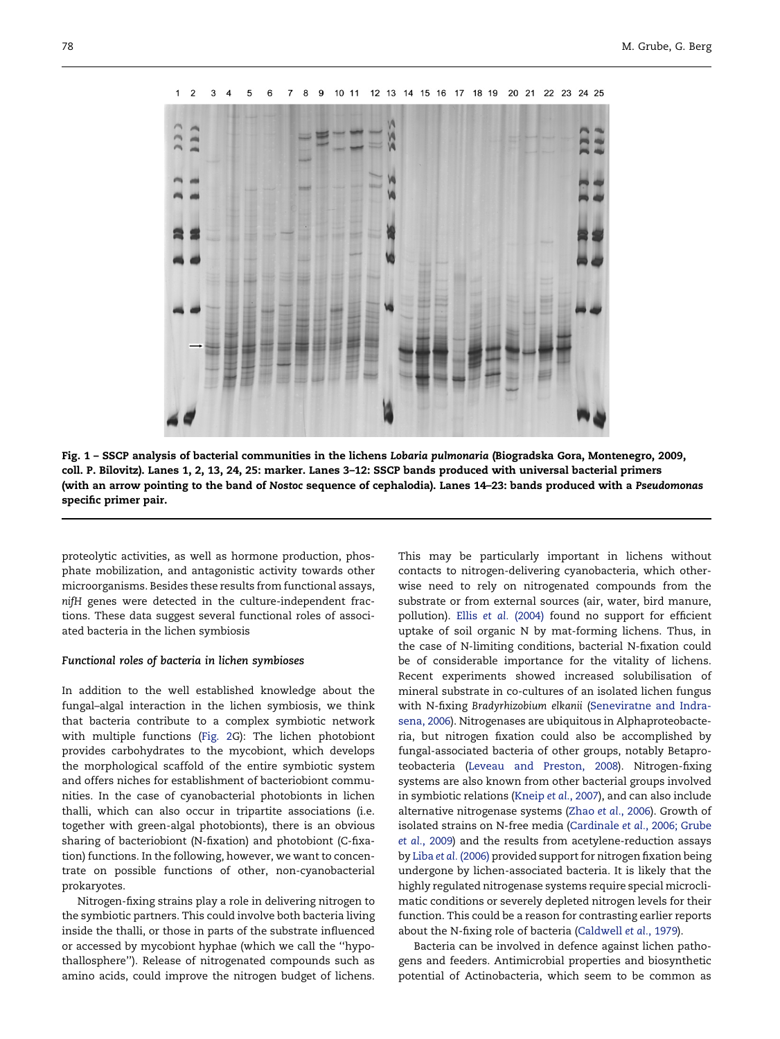1 2 3 4 5 6 7 8 9 10 11 12 13 14 15 16 17 18 19 20 21 22 23 24 25

**Fig. 1 – SSCP analysis of bacterial communities in the lichens *Lobaria pulmonaria* (Biogradska Gora, Montenegro, 2009, coll. P. Bilovitz). Lanes 1, 2, 13, 24, 25: marker. Lanes 3–12: SSCP bands produced with universal bacterial primers (with an arrow pointing to the band of *Nostoc* sequence of cephalodia). Lanes 14–23: bands produced with a *Pseudomonas* specific primer pair.**

proteolytic activities, as well as hormone production, phosphate mobilization, and antagonistic activity towards other microorganisms. Besides these results from functional assays, *nifH* genes were detected in the culture-independent fractions. These data suggest several functional roles of associated bacteria in the lichen symbiosis

### *Functional roles of bacteria in lichen symbioses*

In addition to the well established knowledge about the fungal–algal interaction in the lichen symbiosis, we think that bacteria contribute to a complex symbiotic network with multiple functions (Fig. 2G): The lichen photobiont provides carbohydrates to the mycobiont, which develops the morphological scaffold of the entire symbiotic system and offers niches for establishment of bacteriobiont communities. In the case of cyanobacterial photobionts in lichen thalli, which can also occur in tripartite associations (i.e. together with green-algal photobionts), there is an obvious sharing of bacteriobiont (N-fixation) and photobiont (C-fixation) functions. In the following, however, we want to concentrate on possible functions of other, non-cyanobacterial prokaryotes.

Nitrogen-fixing strains play a role in delivering nitrogen to the symbiotic partners. This could involve both bacteria living inside the thalli, or those in parts of the substrate influenced or accessed by mycobiont hyphae (which we call the ''hypothallosphere''). Release of nitrogenated compounds such as amino acids, could improve the nitrogen budget of lichens. This may be particularly important in lichens without contacts to nitrogen-delivering cyanobacteria, which otherwise need to rely on nitrogenated compounds from the substrate or from external sources (air, water, bird manure, pollution). Ellis *et al.* (2004) found no support for efficient uptake of soil organic N by mat-forming lichens. Thus, in the case of N-limiting conditions, bacterial N-fixation could be of considerable importance for the vitality of lichens. Recent experiments showed increased solubilisation of mineral substrate in co-cultures of an isolated lichen fungus with N-fixing *Bradyrhizobium elkanii* (Seneviratne and Indrasena, 2006). Nitrogenases are ubiquitous in Alphaproteobacteria, but nitrogen fixation could also be accomplished by fungal-associated bacteria of other groups, notably Betaproteobacteria (Leveau and Preston, 2008). Nitrogen-fixing systems are also known from other bacterial groups involved in symbiotic relations (Kneip *et al.*, 2007), and can also include alternative nitrogenase systems (Zhao *et al.*, 2006). Growth of isolated strains on N-free media (Cardinale *et al.*, 2006; Grube *et al.*, 2009) and the results from acetylene-reduction assays by Liba *et al.* (2006) provided support for nitrogen fixation being undergone by lichen-associated bacteria. It is likely that the highly regulated nitrogenase systems require special microclimatic conditions or severely depleted nitrogen levels for their function. This could be a reason for contrasting earlier reports about the N-fixing role of bacteria (Caldwell *et al.*, 1979).

Bacteria can be involved in defence against lichen pathogens and feeders. Antimicrobial properties and biosynthetic potential of Actinobacteria, which seem to be common as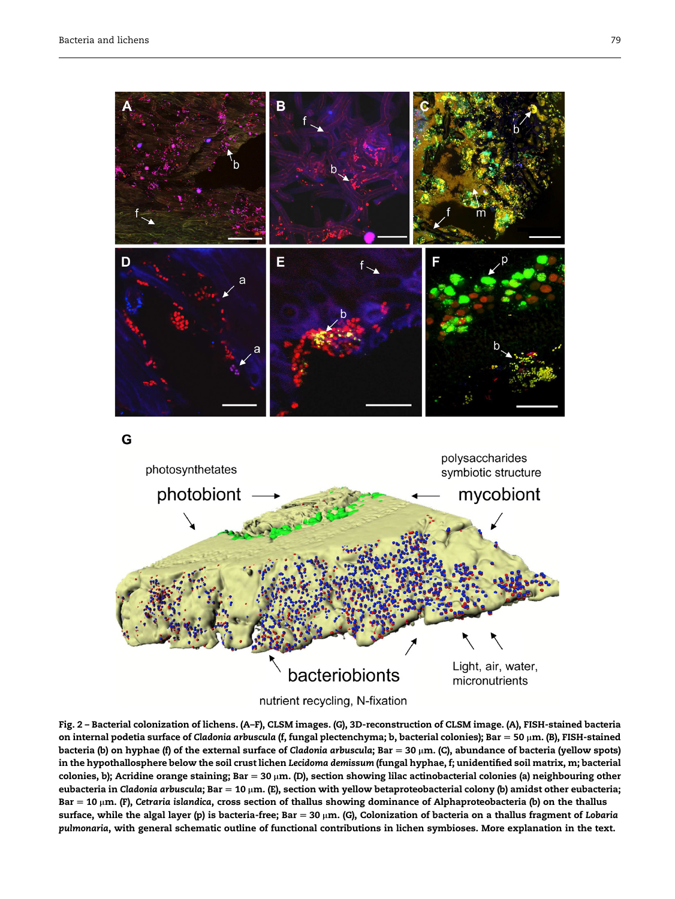**Fig. 2 – Bacterial colonization of lichens. (A–F), CLSM images. (G), 3D-reconstruction of CLSM image. (A), FISH-stained bacteria on internal podetia surface of *Cladonia arbuscula* (f, fungal plectenchyma; b, bacterial colonies); Bar = 50 μm. (B), FISH-stained bacteria (b) on hyphae (f) of the external surface of *Cladonia arbuscula*; Bar = 30 μm. (C), abundance of bacteria (yellow spots) in the hypothallosphere below the soil crust lichen *Lecidoma demissum* (fungal hyphae, f; unidentified soil matrix, m; bacterial colonies, b); Acridine orange staining; Bar = 30 μm. (D), section showing lilac actinobacterial colonies (a) neighbouring other eubacteria in *Cladonia arbuscula*; Bar = 10 μm. (E), section with yellow betaproteobacterial colony (b) amidst other eubacteria; Bar = 10 μm. (F), *Cetraria islandica*, cross section of thallus showing dominance of Alphaproteobacteria (b) on the thallus surface, while the algal layer (p) is bacteria-free; Bar = 30 μm. (G), Colonization of bacteria on a thallus fragment of *Lobaria pulmonaria*, with general schematic outline of functional contributions in lichen symbioses. More explanation in the text.**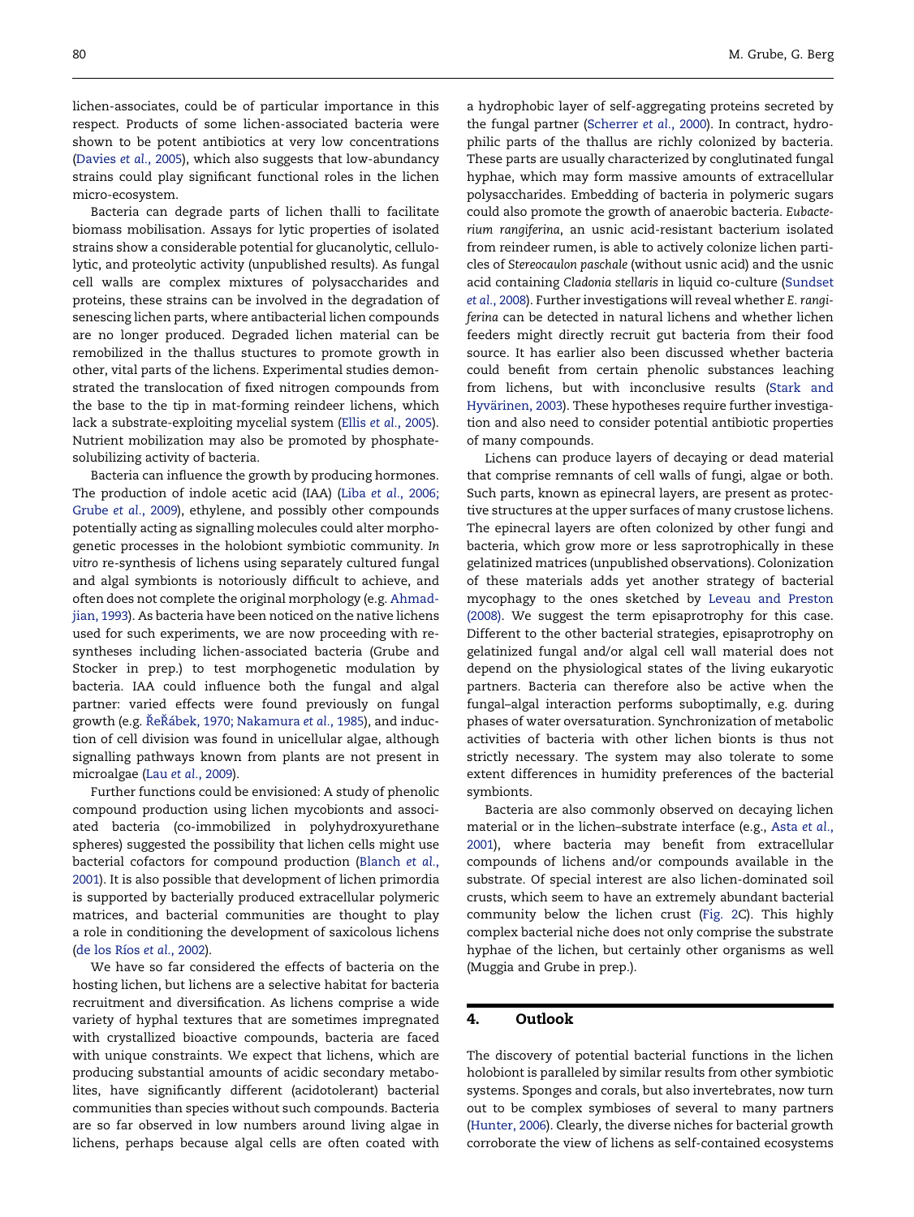lichen-associates, could be of particular importance in this respect. Products of some lichen-associated bacteria were shown to be potent antibiotics at very low concentrations (Davies *et al.*, 2005), which also suggests that low-abundancy strains could play significant functional roles in the lichen micro-ecosystem.

Bacteria can degrade parts of lichen thalli to facilitate biomass mobilisation. Assays for lytic properties of isolated strains show a considerable potential for glucanolytic, cellulolytic, and proteolytic activity (unpublished results). As fungal cell walls are complex mixtures of polysaccharides and proteins, these strains can be involved in the degradation of senescing lichen parts, where antibacterial lichen compounds are no longer produced. Degraded lichen material can be remobilized in the thallus stuctures to promote growth in other, vital parts of the lichens. Experimental studies demonstrated the translocation of fixed nitrogen compounds from the base to the tip in mat-forming reindeer lichens, which lack a substrate-exploiting mycelial system (Ellis *et al.*, 2005). Nutrient mobilization may also be promoted by phosphate-solubilizing activity of bacteria.

Bacteria can influence the growth by producing hormones. The production of indole acetic acid (IAA) (Liba *et al.*, 2006; Grube *et al.*, 2009), ethylene, and possibly other compounds potentially acting as signalling molecules could alter morphogenetic processes in the holobiont symbiotic community. *In vitro* re-synthesis of lichens using separately cultured fungal and algal symbionts is notoriously difficult to achieve, and often does not complete the original morphology (e.g. Ahmadjian, 1993). As bacteria have been noticed on the native lichens used for such experiments, we are now proceeding with re-syntheses including lichen-associated bacteria (Grube and Stocker in prep.) to test morphogenetic modulation by bacteria. IAA could influence both the fungal and algal partner: varied effects were found previously on fungal growth (e.g. Řeřábek, 1970; Nakamura *et al.*, 1985), and induction of cell division was found in unicellular algae, although signalling pathways known from plants are not present in microalgae (Lau *et al.*, 2009).

Further functions could be envisioned: A study of phenolic compound production using lichen mycobionts and associated bacteria (co-immobilized in polyhydroxyurethane spheres) suggested the possibility that lichen cells might use bacterial cofactors for compound production (Blanch *et al.*, 2001). It is also possible that development of lichen primordia is supported by bacterially produced extracellular polymeric matrices, and bacterial communities are thought to play a role in conditioning the development of saxicolous lichens (de los Ríos *et al.*, 2002).

We have so far considered the effects of bacteria on the hosting lichen, but lichens are a selective habitat for bacteria recruitment and diversification. As lichens comprise a wide variety of hyphal textures that are sometimes impregnated with crystallized bioactive compounds, bacteria are faced with unique constraints. We expect that lichens, which are producing substantial amounts of acidic secondary metabolites, have significantly different (acidotolerant) bacterial communities than species without such compounds. Bacteria are so far observed in low numbers around living algae in lichens, perhaps because algal cells are often coated with a hydrophobic layer of self-aggregating proteins secreted by the fungal partner (Scherrer *et al.*, 2000). In contract, hydrophilic parts of the thallus are richly colonized by bacteria. These parts are usually characterized by conglutinated fungal hyphae, which may form massive amounts of extracellular polysaccharides. Embedding of bacteria in polymeric sugars could also promote the growth of anaerobic bacteria. *Eubacterium rangiferina*, an usnic acid-resistant bacterium isolated from reindeer rumen, is able to actively colonize lichen particles of *Stereocaulon paschale* (without usnic acid) and the usnic acid containing *Cladonia stellaris* in liquid co-culture (Sundset *et al.*, 2008). Further investigations will reveal whether *E. rangiferina* can be detected in natural lichens and whether lichen feeders might directly recruit gut bacteria from their food source. It has earlier also been discussed whether bacteria could benefit from certain phenolic substances leaching from lichens, but with inconclusive results (Stark and Hyvärinen, 2003). These hypotheses require further investigation and also need to consider potential antibiotic properties of many compounds.

Lichens can produce layers of decaying or dead material that comprise remnants of cell walls of fungi, algae or both. Such parts, known as epinecral layers, are present as protective structures at the upper surfaces of many crustose lichens. The epinecral layers are often colonized by other fungi and bacteria, which grow more or less saprotrophically in these gelatinized matrices (unpublished observations). Colonization of these materials adds yet another strategy of bacterial mycophagy to the ones sketched by Leveau and Preston (2008). We suggest the term episaprotrophy for this case. Different to the other bacterial strategies, episaprotrophy on gelatinized fungal and/or algal cell wall material does not depend on the physiological states of the living eukaryotic partners. Bacteria can therefore also be active when the fungal–algal interaction performs suboptimally, e.g. during phases of water oversaturation. Synchronization of metabolic activities of bacteria with other lichen bionts is thus not strictly necessary. The system may also tolerate to some extent differences in humidity preferences of the bacterial symbionts.

Bacteria are also commonly observed on decaying lichen material or in the lichen–substrate interface (e.g., Asta *et al.*, 2001), where bacteria may benefit from extracellular compounds of lichens and/or compounds available in the substrate. Of special interest are also lichen-dominated soil crusts, which seem to have an extremely abundant bacterial community below the lichen crust (Fig. 2C). This highly complex bacterial niche does not only comprise the substrate hyphae of the lichen, but certainly other organisms as well (Muggia and Grube in prep.).

## 4. Outlook

The discovery of potential bacterial functions in the lichen holobiont is paralleled by similar results from other symbiotic systems. Sponges and corals, but also invertebrates, now turn out to be complex symbioses of several to many partners (Hunter, 2006). Clearly, the diverse niches for bacterial growth corroborate the view of lichens as self-contained ecosystems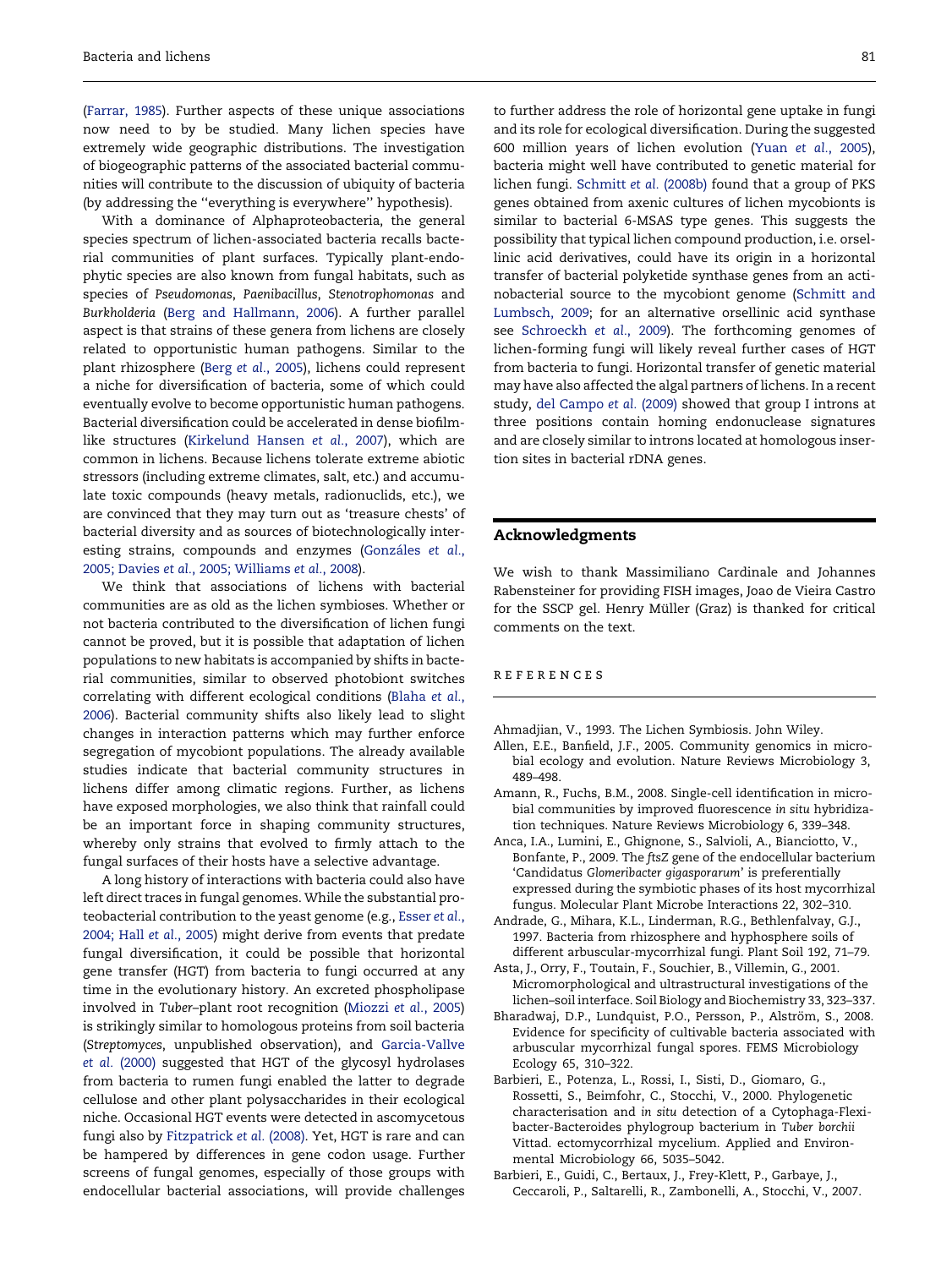(Farrar, 1985). Further aspects of these unique associations now need to by be studied. Many lichen species have extremely wide geographic distributions. The investigation of biogeographic patterns of the associated bacterial communities will contribute to the discussion of ubiquity of bacteria (by addressing the "everything is everywhere" hypothesis).

With a dominance of Alphaproteobacteria, the general species spectrum of lichen-associated bacteria recalls bacterial communities of plant surfaces. Typically plant-endophytic species are also known from fungal habitats, such as species of *Pseudomonas*, *Paenibacillus*, *Stenotrophomonas* and *Burkholderia* (Berg and Hallmann, 2006). A further parallel aspect is that strains of these genera from lichens are closely related to opportunistic human pathogens. Similar to the plant rhizosphere (Berg *et al.*, 2005), lichens could represent a niche for diversification of bacteria, some of which could eventually evolve to become opportunistic human pathogens. Bacterial diversification could be accelerated in dense biofilm-like structures (Kirkelund Hansen *et al.*, 2007), which are common in lichens. Because lichens tolerate extreme abiotic stressors (including extreme climates, salt, etc.) and accumulate toxic compounds (heavy metals, radionuclids, etc.), we are convinced that they may turn out as 'treasure chests' of bacterial diversity and as sources of biotechnologically interesting strains, compounds and enzymes (Gonzáles *et al.*, 2005; Davies *et al.*, 2005; Williams *et al.*, 2008).

We think that associations of lichens with bacterial communities are as old as the lichen symbioses. Whether or not bacteria contributed to the diversification of lichen fungi cannot be proved, but it is possible that adaptation of lichen populations to new habitats is accompanied by shifts in bacterial communities, similar to observed photobiont switches correlating with different ecological conditions (Blaha *et al.*, 2006). Bacterial community shifts also likely lead to slight changes in interaction patterns which may further enforce segregation of mycobiont populations. The already available studies indicate that bacterial community structures in lichens differ among climatic regions. Further, as lichens have exposed morphologies, we also think that rainfall could be an important force in shaping community structures, whereby only strains that evolved to firmly attach to the fungal surfaces of their hosts have a selective advantage.

A long history of interactions with bacteria could also have left direct traces in fungal genomes. While the substantial proteobacterial contribution to the yeast genome (e.g., Esser *et al.*, 2004; Hall *et al.*, 2005) might derive from events that predate fungal diversification, it could be possible that horizontal gene transfer (HGT) from bacteria to fungi occurred at any time in the evolutionary history. An excreted phospholipase involved in *Tuber*–plant root recognition (Miozzi *et al.*, 2005) is strikingly similar to homologous proteins from soil bacteria (*Streptomyces*, unpublished observation), and Garcia-Vallve *et al.* (2000) suggested that HGT of the glycosyl hydrolases from bacteria to rumen fungi enabled the latter to degrade cellulose and other plant polysaccharides in their ecological niche. Occasional HGT events were detected in ascomycetous fungi also by Fitzpatrick *et al.* (2008). Yet, HGT is rare and can be hampered by differences in gene codon usage. Further screens of fungal genomes, especially of those groups with endocellular bacterial associations, will provide challenges to further address the role of horizontal gene uptake in fungi and its role for ecological diversification. During the suggested 600 million years of lichen evolution (Yuan *et al.*, 2005), bacteria might well have contributed to genetic material for lichen fungi. Schmitt *et al.* (2008b) found that a group of PKS genes obtained from axenic cultures of lichen mycobionts is similar to bacterial 6-MSAS type genes. This suggests the possibility that typical lichen compound production, i.e. orsellinic acid derivatives, could have its origin in a horizontal transfer of bacterial polyketide synthase genes from an actinobacterial source to the mycobiont genome (Schmitt and Lumbsch, 2009; for an alternative orsellinic acid synthase see Schroeckh *et al.*, 2009). The forthcoming genomes of lichen-forming fungi will likely reveal further cases of HGT from bacteria to fungi. Horizontal transfer of genetic material may have also affected the algal partners of lichens. In a recent study, del Campo *et al.* (2009) showed that group I introns at three positions contain homing endonuclease signatures and are closely similar to introns located at homologous insertion sites in bacterial rDNA genes.

## Acknowledgments

We wish to thank Massimiliano Cardinale and Johannes Rabensteiner for providing FISH images, Joao de Vieira Castro for the SSCP gel. Henry Müller (Graz) is thanked for critical comments on the text.

## REFERENCES

Ahmadjian, V., 1993. The Lichen Symbiosis. John Wiley.

Allen, E.E., Banfield, J.F., 2005. Community genomics in microbial ecology and evolution. Nature Reviews Microbiology 3, 489–498.

Amann, R., Fuchs, B.M., 2008. Single-cell identification in microbial communities by improved fluorescence *in situ* hybridization techniques. Nature Reviews Microbiology 6, 339–348.

Anca, I.A., Lumini, E., Ghignone, S., Salvioli, A., Bianciotto, V., Bonfante, P., 2009. The *ftsZ* gene of the endocellular bacterium 'Candidatus *Glomeribacter gigasporarum*' is preferentially expressed during the symbiotic phases of its host mycorrhizal fungus. Molecular Plant Microbe Interactions 22, 302–310.

Andrade, G., Mihara, K.L., Linderman, R.G., Bethlenfalvay, G.J., 1997. Bacteria from rhizosphere and hyphosphere soils of different arbuscular-mycorrhizal fungi. Plant Soil 192, 71–79.

Asta, J., Orry, F., Toutain, F., Souchier, B., Villemin, G., 2001. Micromorphological and ultrastructural investigations of the lichen–soil interface. Soil Biology and Biochemistry 33, 323–337.

Bharadwaj, D.P., Lundquist, P.O., Persson, P., Alström, S., 2008. Evidence for specificity of cultivable bacteria associated with arbuscular mycorrhizal fungal spores. FEMS Microbiology Ecology 65, 310–322.

Barbieri, E., Potenza, L., Rossi, I., Sisti, D., Giomaro, G., Rossetti, S., Beimfohr, C., Stocchi, V., 2000. Phylogenetic characterisation and *in situ* detection of a Cytophaga-Flexibacter-Bacteroides phylogroup bacterium in *Tuber borchii* Vittad. ectomycorrhizal mycelium. Applied and Environmental Microbiology 66, 5035–5042.

Barbieri, E., Guidi, C., Bertaux, J., Frey-Klett, P., Garbaye, J., Ceccaroli, P., Saltarelli, R., Zambonelli, A., Stocchi, V., 2007.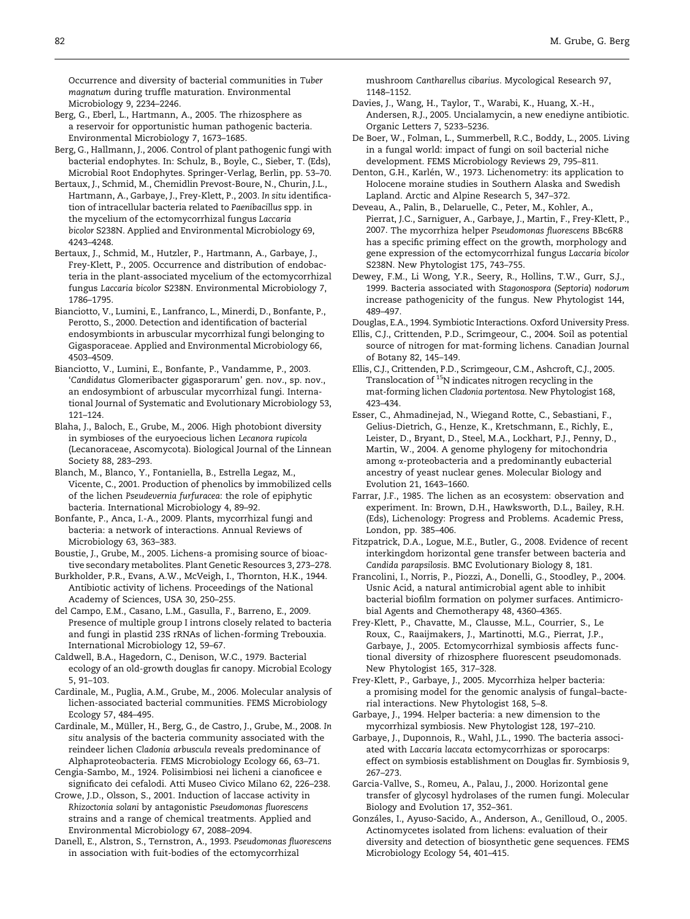Occurrence and diversity of bacterial communities in *Tuber magnatum* during truffle maturation. Environmental Microbiology 9, 2234–2246.

Berg, G., Eberl, L., Hartmann, A., 2005. The rhizosphere as a reservoir for opportunistic human pathogenic bacteria. Environmental Microbiology 7, 1673–1685.

Berg, G., Hallmann, J., 2006. Control of plant pathogenic fungi with bacterial endophytes. In: Schulz, B., Boyle, C., Sieber, T. (Eds), Microbial Root Endophytes. Springer-Verlag, Berlin, pp. 53–70.

Bertaux, J., Schmid, M., Chemidlin Prevost-Boure, N., Churin, J.L., Hartmann, A., Garbaye, J., Frey-Klett, P., 2003. *In situ* identification of intracellular bacteria related to *Paenibacillus* spp. in the mycelium of the ectomycorrhizal fungus *Laccaria bicolor* S238N. Applied and Environmental Microbiology 69, 4243–4248.

Bertaux, J., Schmid, M., Hutzler, P., Hartmann, A., Garbaye, J., Frey-Klett, P., 2005. Occurrence and distribution of endobacteria in the plant-associated mycelium of the ectomycorrhizal fungus *Laccaria bicolor* S238N. Environmental Microbiology 7, 1786–1795.

Bianciotto, V., Lumini, E., Lanfranco, L., Minerdi, D., Bonfante, P., Perotto, S., 2000. Detection and identification of bacterial endosymbionts in arbuscular mycorrhizal fungi belonging to Gigasporaceae. Applied and Environmental Microbiology 66, 4503–4509.

Bianciotto, V., Lumini, E., Bonfante, P., Vandamme, P., 2003. '*Candidatus* Glomeribacter gigasporarum' gen. nov., sp. nov., an endosymbiont of arbuscular mycorrhizal fungi. International Journal of Systematic and Evolutionary Microbiology 53, 121–124.

Blaha, J., Baloch, E., Grube, M., 2006. High photobiont diversity in symbioses of the euryoecious lichen *Lecanora rupicola* (Lecanoraceae, Ascomycota). Biological Journal of the Linnean Society 88, 283–293.

Blanch, M., Blanco, Y., Fontaniella, B., Estrella Legaz, M., Vicente, C., 2001. Production of phenolics by immobilized cells of the lichen *Pseudevernia furfuracea*: the role of epiphytic bacteria. International Microbiology 4, 89–92.

Bonfante, P., Anca, I.-A., 2009. Plants, mycorrhizal fungi and bacteria: a network of interactions. Annual Reviews of Microbiology 63, 363–383.

Boustie, J., Grube, M., 2005. Lichens-a promising source of bioactive secondary metabolites. Plant Genetic Resources 3, 273–278.

Burkholder, P.R., Evans, A.W., McVeigh, I., Thornton, H.K., 1944. Antibiotic activity of lichens. Proceedings of the National Academy of Sciences, USA 30, 250–255.

del Campo, E.M., Casano, L.M., Gasulla, F., Barreno, E., 2009. Presence of multiple group I introns closely related to bacteria and fungi in plastid 23S rRNAs of lichen-forming Trebouxia. International Microbiology 12, 59–67.

Caldwell, B.A., Hagedorn, C., Denison, W.C., 1979. Bacterial ecology of an old-growth douglas fir canopy. Microbial Ecology 5, 91–103.

Cardinale, M., Puglia, A.M., Grube, M., 2006. Molecular analysis of lichen-associated bacterial communities. FEMS Microbiology Ecology 57, 484–495.

Cardinale, M., Müller, H., Berg, G., de Castro, J., Grube, M., 2008. *In situ* analysis of the bacteria community associated with the reindeer lichen *Cladonia arbuscula* reveals predominance of Alphaproteobacteria. FEMS Microbiology Ecology 66, 63–71.

Cengia-Sambo, M., 1924. Polisimbiosi nei licheni a cianoficee e significato dei cefalodi. Atti Museo Civico Milano 62, 226–238.

Crowe, J.D., Olsson, S., 2001. Induction of laccase activity in *Rhizoctonia solani* by antagonistic *Pseudomonas fluorescens* strains and a range of chemical treatments. Applied and Environmental Microbiology 67, 2088–2094.

Danell, E., Alstron, S., Ternstron, A., 1993. *Pseudomonas fluorescens* in association with fuit-bodies of the ectomycorrhizal mushroom *Cantharellus cibarius*. Mycological Research 97, 1148–1152.

Davies, J., Wang, H., Taylor, T., Warabi, K., Huang, X.-H., Andersen, R.J., 2005. Uncialamycin, a new enediyne antibiotic. Organic Letters 7, 5233–5236.

De Boer, W., Folman, L., Summerbell, R.C., Boddy, L., 2005. Living in a fungal world: impact of fungi on soil bacterial niche development. FEMS Microbiology Reviews 29, 795–811.

Denton, G.H., Karlén, W., 1973. Lichenometry: its application to Holocene moraine studies in Southern Alaska and Swedish Lapland. Arctic and Alpine Research 5, 347–372.

Deveau, A., Palin, B., Delaruelle, C., Peter, M., Kohler, A., Pierrat, J.C., Sarniguer, A., Garbaye, J., Martin, F., Frey-Klett, P., 2007. The mycorrhiza helper *Pseudomonas fluorescens* BBc6R8 has a specific priming effect on the growth, morphology and gene expression of the ectomycorrhizal fungus *Laccaria bicolor* S238N. New Phytologist 175, 743–755.

Dewey, F.M., Li Wong, Y.R., Seery, R., Hollins, T.W., Gurr, S.J., 1999. Bacteria associated with *Stagonospora* (*Septoria*) *nodorum* increase pathogenicity of the fungus. New Phytologist 144, 489–497.

Douglas, E.A., 1994. Symbiotic Interactions. Oxford University Press.

Ellis, C.J., Crittenden, P.D., Scrimgeour, C., 2004. Soil as potential source of nitrogen for mat-forming lichens. Canadian Journal of Botany 82, 145–149.

Ellis, C.J., Crittenden, P.D., Scrimgeour, C.M., Ashcroft, C.J., 2005. Translocation of $^{15}$N indicates nitrogen recycling in the mat-forming lichen *Cladonia portentosa*. New Phytologist 168, 423–434.

Esser, C., Ahmadinejad, N., Wiegand Rotte, C., Sebastiani, F., Gelius-Dietrich, G., Henze, K., Kretschmann, E., Richly, E., Leister, D., Bryant, D., Steel, M.A., Lockhart, P.J., Penny, D., Martin, W., 2004. A genome phylogeny for mitochondria among $\alpha$-proteobacteria and a predominantly eubacterial ancestry of yeast nuclear genes. Molecular Biology and Evolution 21, 1643–1660.

Farrar, J.F., 1985. The lichen as an ecosystem: observation and experiment. In: Brown, D.H., Hawksworth, D.L., Bailey, R.H. (Eds), Lichenology: Progress and Problems. Academic Press, London, pp. 385–406.

Fitzpatrick, D.A., Logue, M.E., Butler, G., 2008. Evidence of recent interkingdom horizontal gene transfer between bacteria and *Candida parapsilosis*. BMC Evolutionary Biology 8, 181.

Francolini, I., Norris, P., Piozzi, A., Donelli, G., Stoodley, P., 2004. Usnic Acid, a natural antimicrobial agent able to inhibit bacterial biofilm formation on polymer surfaces. Antimicrobial Agents and Chemotherapy 48, 4360–4365.

Frey-Klett, P., Chavatte, M., Clausse, M.L., Courrier, S., Le Roux, C., Raaijmakers, J., Martinotti, M.G., Pierrat, J.P., Garbaye, J., 2005. Ectomycorrhizal symbiosis affects functional diversity of rhizosphere fluorescent pseudomonads. New Phytologist 165, 317–328.

Frey-Klett, P., Garbaye, J., 2005. Mycorrhiza helper bacteria: a promising model for the genomic analysis of fungal–bacterial interactions. New Phytologist 168, 5–8.

Garbaye, J., 1994. Helper bacteria: a new dimension to the mycorrhizal symbiosis. New Phytologist 128, 197–210.

Garbaye, J., Duponnois, R., Wahl, J.L., 1990. The bacteria associated with *Laccaria laccata* ectomycorrhizas or sporocarps: effect on symbiosis establishment on Douglas fir. Symbiosis 9, 267–273.

Garcia-Vallve, S., Romeu, A., Palau, J., 2000. Horizontal gene transfer of glycosyl hydrolases of the rumen fungi. Molecular Biology and Evolution 17, 352–361.

Gonzáles, I., Ayuso-Sacido, A., Anderson, A., Genilloud, O., 2005. Actinomycetes isolated from lichens: evaluation of their diversity and detection of biosynthetic gene sequences. FEMS Microbiology Ecology 54, 401–415.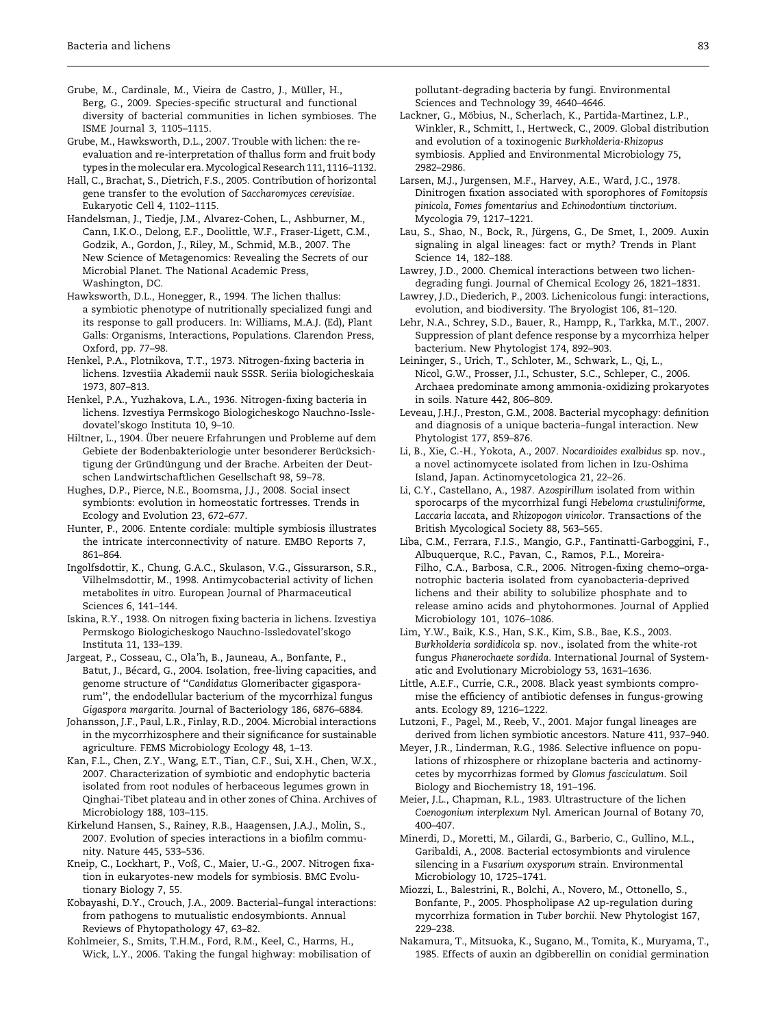Grube, M., Cardinale, M., Vieira de Castro, J., Müller, H., Berg, G., 2009. Species-specific structural and functional diversity of bacterial communities in lichen symbioses. The ISME Journal 3, 1105–1115.

Grube, M., Hawksworth, D.L., 2007. Trouble with lichen: the re-evaluation and re-interpretation of thallus form and fruit body types in the molecular era. Mycological Research 111, 1116–1132.

Hall, C., Brachat, S., Dietrich, F.S., 2005. Contribution of horizontal gene transfer to the evolution of *Saccharomyces cerevisiae*. Eukaryotic Cell 4, 1102–1115.

Handelsman, J., Tiedje, J.M., Alvarez-Cohen, L., Ashburner, M., Cann, I.K.O., Delong, E.F., Doolittle, W.F., Fraser-Ligett, C.M., Godzik, A., Gordon, J., Riley, M., Schmid, M.B., 2007. The New Science of Metagenomics: Revealing the Secrets of our Microbial Planet. The National Academic Press, Washington, DC.

Hawksworth, D.L., Honegger, R., 1994. The lichen thallus: a symbiotic phenotype of nutritionally specialized fungi and its response to gall producers. In: Williams, M.A.J. (Ed), Plant Galls: Organisms, Interactions, Populations. Clarendon Press, Oxford, pp. 77–98.

Henkel, P.A., Plotnikova, T.T., 1973. Nitrogen-fixing bacteria in lichens. Izvestiia Akademii nauk SSSR. Seriia biologicheskaia 1973, 807–813.

Henkel, P.A., Yuzhakova, L.A., 1936. Nitrogen-fixing bacteria in lichens. Izvestiya Permskogo Biologicheskogo Nauchno-Issledovatel'skogo Instituta 10, 9–10.

Hiltner, L., 1904. Über neuere Erfahrungen und Probleme auf dem Gebiete der Bodenbakteriologie unter besonderer Berücksichtigung der Gründüngung und der Brache. Arbeiten der Deutschen Landwirtschaftlichen Gesellschaft 98, 59–78.

Hughes, D.P., Pierce, N.E., Boomsma, J.J., 2008. Social insect symbionts: evolution in homeostatic fortresses. Trends in Ecology and Evolution 23, 672–677.

Hunter, P., 2006. Entente cordiale: multiple symbiosis illustrates the intricate interconnectivity of nature. EMBO Reports 7, 861–864.

Ingolfsdottir, K., Chung, G.A.C., Skulason, V.G., Gissurarson, S.R., Vilhelmsdottir, M., 1998. Antimycobacterial activity of lichen metabolites *in vitro*. European Journal of Pharmaceutical Sciences 6, 141–144.

Iskina, R.Y., 1938. On nitrogen fixing bacteria in lichens. Izvestiya Permskogo Biologicheskogo Nauchno-Issledovatel'skogo Instituta 11, 133–139.

Jargeat, P., Cosseau, C., Ola'h, B., Jauneau, A., Bonfante, P., Batut, J., Bécard, G., 2004. Isolation, free-living capacities, and genome structure of ''*Candidatus* Glomeribacter gigasporarum'', the endodellular bacterium of the mycorrhizal fungus *Gigaspora margarita*. Journal of Bacteriology 186, 6876–6884.

Johansson, J.F., Paul, L.R., Finlay, R.D., 2004. Microbial interactions in the mycorrhizosphere and their significance for sustainable agriculture. FEMS Microbiology Ecology 48, 1–13.

Kan, F.L., Chen, Z.Y., Wang, E.T., Tian, C.F., Sui, X.H., Chen, W.X., 2007. Characterization of symbiotic and endophytic bacteria isolated from root nodules of herbaceous legumes grown in Qinghai-Tibet plateau and in other zones of China. Archives of Microbiology 188, 103–115.

Kirkelund Hansen, S., Rainey, R.B., Haagensen, J.A.J., Molin, S., 2007. Evolution of species interactions in a biofilm community. Nature 445, 533–536.

Kneip, C., Lockhart, P., Voß, C., Maier, U.-G., 2007. Nitrogen fixation in eukaryotes-new models for symbiosis. BMC Evolutionary Biology 7, 55.

Kobayashi, D.Y., Crouch, J.A., 2009. Bacterial–fungal interactions: from pathogens to mutualistic endosymbionts. Annual Reviews of Phytopathology 47, 63–82.

Kohlmeier, S., Smits, T.H.M., Ford, R.M., Keel, C., Harms, H., Wick, L.Y., 2006. Taking the fungal highway: mobilisation of pollutant-degrading bacteria by fungi. Environmental Sciences and Technology 39, 4640–4646.

Lackner, G., Möbius, N., Scherlach, K., Partida-Martinez, L.P., Winkler, R., Schmitt, I., Hertweck, C., 2009. Global distribution and evolution of a toxinogenic *Burkholderia-Rhizopus* symbiosis. Applied and Environmental Microbiology 75, 2982–2986.

Larsen, M.J., Jurgensen, M.F., Harvey, A.E., Ward, J.C., 1978. Dinitrogen fixation associated with sporophores of *Fomitopsis pinicola*, *Fomes fomentarius* and *Echinodontium tinctorium*. Mycologia 79, 1217–1221.

Lau, S., Shao, N., Bock, R., Jürgens, G., De Smet, I., 2009. Auxin signaling in algal lineages: fact or myth? Trends in Plant Science 14, 182–188.

Lawrey, J.D., 2000. Chemical interactions between two lichen-degrading fungi. Journal of Chemical Ecology 26, 1821–1831.

Lawrey, J.D., Diederich, P., 2003. Lichenicolous fungi: interactions, evolution, and biodiversity. The Bryologist 106, 81–120.

Lehr, N.A., Schrey, S.D., Bauer, R., Hampp, R., Tarkka, M.T., 2007. Suppression of plant defence response by a mycorrhiza helper bacterium. New Phytologist 174, 892–903.

Leininger, S., Urich, T., Schloter, M., Schwark, L., Qi, L., Nicol, G.W., Prosser, J.I., Schuster, S.C., Schleper, C., 2006. Archaea predominate among ammonia-oxidizing prokaryotes in soils. Nature 442, 806–809.

Leveau, J.H.J., Preston, G.M., 2008. Bacterial mycophagy: definition and diagnosis of a unique bacteria–fungal interaction. New Phytologist 177, 859–876.

Li, B., Xie, C.-H., Yokota, A., 2007. *Nocardioides exalbidus* sp. nov., a novel actinomycete isolated from lichen in Izu-Oshima Island, Japan. Actinomycetologica 21, 22–26.

Li, C.Y., Castellano, A., 1987. *Azospirillum* isolated from within sporocarps of the mycorrhizal fungi *Hebeloma crustuliniforme, Laccaria laccat*a, and *Rhizopogon vinicolor*. Transactions of the British Mycological Society 88, 563–565.

Liba, C.M., Ferrara, F.I.S., Mangio, G.P., Fantinatti-Garboggini, F., Albuquerque, R.C., Pavan, C., Ramos, P.L., Moreira-Filho, C.A., Barbosa, C.R., 2006. Nitrogen-fixing chemo–organotrophic bacteria isolated from cyanobacteria-deprived lichens and their ability to solubilize phosphate and to release amino acids and phytohormones. Journal of Applied Microbiology 101, 1076–1086.

Lim, Y.W., Baik, K.S., Han, S.K., Kim, S.B., Bae, K.S., 2003. *Burkholderia sordidicola* sp. nov., isolated from the white-rot fungus *Phanerochaete sordida*. International Journal of Systematic and Evolutionary Microbiology 53, 1631–1636.

Little, A.E.F., Currie, C.R., 2008. Black yeast symbionts compromise the efficiency of antibiotic defenses in fungus-growing ants. Ecology 89, 1216–1222.

Lutzoni, F., Pagel, M., Reeb, V., 2001. Major fungal lineages are derived from lichen symbiotic ancestors. Nature 411, 937–940.

Meyer, J.R., Linderman, R.G., 1986. Selective influence on populations of rhizosphere or rhizoplane bacteria and actinomycetes by mycorrhizas formed by *Glomus fasciculatum*. Soil Biology and Biochemistry 18, 191–196.

Meier, J.L., Chapman, R.L., 1983. Ultrastructure of the lichen *Coenogonium interplexum* Nyl. American Journal of Botany 70, 400–407.

Minerdi, D., Moretti, M., Gilardi, G., Barberio, C., Gullino, M.L., Garibaldi, A., 2008. Bacterial ectosymbionts and virulence silencing in a *Fusarium oxysporum* strain. Environmental Microbiology 10, 1725–1741.

Miozzi, L., Balestrini, R., Bolchi, A., Novero, M., Ottonello, S., Bonfante, P., 2005. Phospholipase A2 up-regulation during mycorrhiza formation in *Tuber borchii*. New Phytologist 167, 229–238.

Nakamura, T., Mitsuoka, K., Sugano, M., Tomita, K., Muryama, T., 1985. Effects of auxin an dgibberellin on conidial germination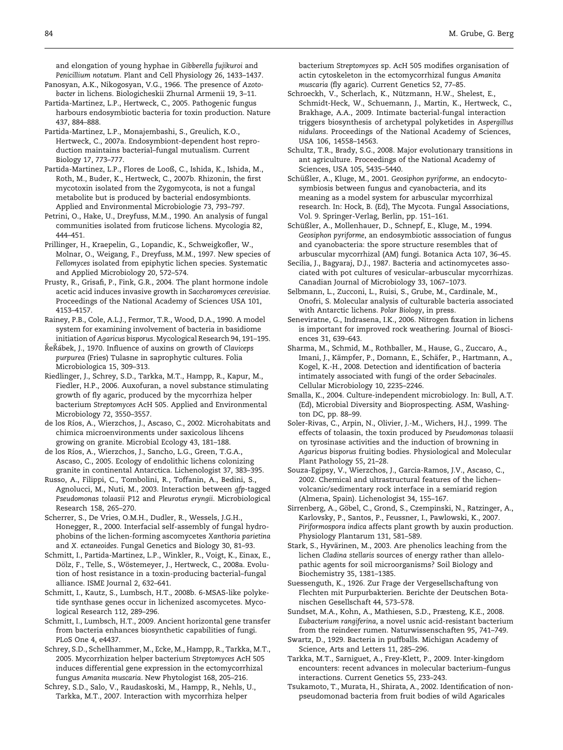and elongation of young hyphae in *Gibberella fujikuroi* and *Penicillium notatum*. Plant and Cell Physiology 26, 1433–1437.

Panosyan, A.K., Nikogosyan, V.G., 1966. The presence of *Azotobacter* in lichens. Biologicheskii Zhurnal Armenii 19, 3–11.

Partida-Martinez, L.P., Hertweck, C., 2005. Pathogenic fungus harbours endosymbiotic bacteria for toxin production. Nature 437, 884–888.

Partida-Martinez, L.P., Monajembashi, S., Greulich, K.O., Hertweck, C., 2007a. Endosymbiont-dependent host reproduction maintains bacterial–fungal mutualism. Current Biology 17, 773–777.

Partida-Martinez, L.P., Flores de Looß, C., Ishida, K., Ishida, M., Roth, M., Buder, K., Hertweck, C., 2007b. Rhizonin, the first mycotoxin isolated from the Zygomycota, is not a fungal metabolite but is produced by bacterial endosymbionts. Applied and Environmental Microbiologie 73, 793–797.

Petrini, O., Hake, U., Dreyfuss, M.M., 1990. An analysis of fungal communities isolated from fruticose lichens. Mycologia 82, 444–451.

Prillinger, H., Kraepelin, G., Lopandic, K., Schweigkofler, W., Molnar, O., Weigang, F., Dreyfuss, M.M., 1997. New species of *Fellomyces* isolated from epiphytic lichen species. Systematic and Applied Microbiology 20, 572–574.

Prusty, R., Grisafi, P., Fink, G.R., 2004. The plant hormone indole acetic acid induces invasive growth in *Saccharomyces cerevisiae*. Proceedings of the National Academy of Sciences USA 101, 4153–4157.

Rainey, P.B., Cole, A.L.J., Fermor, T.R., Wood, D.A., 1990. A model system for examining involvement of bacteria in basidiome initiation of *Agaricus bisporus*. Mycological Research 94, 191–195.

ŘeŘábek, J., 1970. Influence of auxins on growth of *Claviceps purpurea* (Fries) Tulasne in saprophytic cultures. Folia Microbiologica 15, 309–313.

Riedlinger, J., Schrey, S.D., Tarkka, M.T., Hampp, R., Kapur, M., Fiedler, H.P., 2006. Auxofuran, a novel substance stimulating growth of fly agaric, produced by the mycorrhiza helper bacterium *Streptomyces* AcH 505. Applied and Environmental Microbiology 72, 3550–3557.

de los Ríos, A., Wierzchos, J., Ascaso, C., 2002. Microhabitats and chimica microenvironments under saxicolous lihcens growing on granite. Microbial Ecology 43, 181–188.

de los Ríos, A., Wierzchos, J., Sancho, L.G., Green, T.G.A., Ascaso, C., 2005. Ecology of endolithic lichens colonizing granite in continental Antarctica. Lichenologist 37, 383–395.

Russo, A., Filippi, C., Tombolini, R., Toffanin, A., Bedini, S., Agnolucci, M., Nuti, M., 2003. Interaction between *gfp*-tagged *Pseudomonas tolaasii* P12 and *Pleurotus eryngii*. Microbiological Research 158, 265–270.

Scherrer, S., De Vries, O.M.H., Dudler, R., Wessels, J.G.H., Honegger, R., 2000. Interfacial self-assembly of fungal hydrophobins of the lichen-forming ascomycetes *Xanthoria parietina* and *X. ectaneoides*. Fungal Genetics and Biology 30, 81–93.

Schmitt, I., Partida-Martinez, L.P., Winkler, R., Voigt, K., Einax, E., Dölz, F., Telle, S., Wöstemeyer, J., Hertweck, C., 2008a. Evolution of host resistance in a toxin-producing bacterial–fungal alliance. ISME Journal 2, 632–641.

Schmitt, I., Kautz, S., Lumbsch, H.T., 2008b. 6-MSAS-like polyketide synthase genes occur in lichenized ascomycetes. Mycological Research 112, 289–296.

Schmitt, I., Lumbsch, H.T., 2009. Ancient horizontal gene transfer from bacteria enhances biosynthetic capabilities of fungi. PLoS One 4, e4437.

Schrey, S.D., Schellhammer, M., Ecke, M., Hampp, R., Tarkka, M.T., 2005. Mycorrhization helper bacterium *Streptomyces* AcH 505 induces differential gene expression in the ectomycorrhizal fungus *Amanita muscaria*. New Phytologist 168, 205–216.

Schrey, S.D., Salo, V., Raudaskoski, M., Hampp, R., Nehls, U., Tarkka, M.T., 2007. Interaction with mycorrhiza helper bacterium *Streptomyces* sp. AcH 505 modifies organisation of actin cytoskeleton in the ectomycorrhizal fungus *Amanita muscaria* (fly agaric). Current Genetics 52, 77–85.

Schroeckh, V., Scherlach, K., Nützmann, H.W., Shelest, E., Schmidt-Heck, W., Schuemann, J., Martin, K., Hertweck, C., Brakhage, A.A., 2009. Intimate bacterial-fungal interaction triggers biosynthesis of archetypal polyketides in *Aspergillus nidulans*. Proceedings of the National Academy of Sciences, USA 106, 14558–14563.

Schultz, T.R., Brady, S.G., 2008. Major evolutionary transitions in ant agriculture. Proceedings of the National Academy of Sciences, USA 105, 5435–5440.

Schüßler, A., Kluge, M., 2001. *Geosiphon pyriforme*, an endocytosymbiosis between fungus and cyanobacteria, and its meaning as a model system for arbuscular mycorrhizal research. In: Hock, B. (Ed), The Mycota. Fungal Associations, Vol. 9. Springer-Verlag, Berlin, pp. 151–161.

Schüßler, A., Mollenhauer, D., Schnepf, E., Kluge, M., 1994. *Geosiphon pyriforme*, an endosymbiotic asssociation of fungus and cyanobacteria: the spore structure resembles that of arbuscular mycorrhizal (AM) fungi. Botanica Acta 107, 36–45.

Secilia, J., Bagyaraj, D.J., 1987. Bacteria and actinomycetes associated with pot cultures of vesicular–arbuscular mycorrhizas. Canadian Journal of Microbiology 33, 1067–1073.

Selbmann, L., Zucconi, L., Ruisi, S., Grube, M., Cardinale, M., Onofri, S. Molecular analysis of culturable bacteria associated with Antarctic lichens. *Polar Biology*, in press.

Seneviratne, G., Indrasena, I.K., 2006. Nitrogen fixation in lichens is important for improved rock weathering. Journal of Biosciences 31, 639–643.

Sharma, M., Schmid, M., Rothballer, M., Hause, G., Zuccaro, A., Imani, J., Kämpfer, P., Domann, E., Schäfer, P., Hartmann, A., Kogel, K.-H., 2008. Detection and identification of bacteria intimately associated with fungi of the order *Sebacinales*. Cellular Microbiology 10, 2235–2246.

Smalla, K., 2004. Culture-independent microbiology. In: Bull, A.T. (Ed), Microbial Diversity and Bioprospecting. ASM, Washington DC, pp. 88–99.

Soler-Rivas, C., Arpin, N., Olivier, J.-M., Wichers, H.J., 1999. The effects of tolaasin, the toxin produced by *Pseudomonas tolaasii* on tyrosinase activities and the induction of browning in *Agaricus bisporus* fruiting bodies. Physiological and Molecular Plant Pathology 55, 21–28.

Souza-Egipsy, V., Wierzchos, J., Garcia-Ramos, J.V., Ascaso, C., 2002. Chemical and ultrastructural features of the lichen–volcanic/sedimentary rock interface in a semiarid region (Almerıa, Spain). Lichenologist 34, 155–167.

Sirrenberg, A., Göbel, C., Grond, S., Czempinski, N., Ratzinger, A., Karlovsky, P., Santos, P., Feussner, I., Pawlowski, K., 2007. *Piriformospora indica* affects plant growth by auxin production. Physiology Plantarum 131, 581–589.

Stark, S., Hyvärinen, M., 2003. Are phenolics leaching from the lichen *Cladina stellaris* sources of energy rather than allelopathic agents for soil microorganisms? Soil Biology and Biochemistry 35, 1381–1385.

Suessenguth, K., 1926. Zur Frage der Vergesellschaftung von Flechten mit Purpurbakterien. Berichte der Deutschen Botanischen Gesellschaft 44, 573–578.

Sundset, M.A., Kohn, A., Mathiesen, S.D., Præsteng, K.E., 2008. *Eubacterium rangiferina*, a novel usnic acid-resistant bacterium from the reindeer rumen. Naturwissenschaften 95, 741–749.

Swartz, D., 1929. Bacteria in puffballs. Michigan Academy of Science, Arts and Letters 11, 285–296.

Tarkka, M.T., Sarniguet, A., Frey-Klett, P., 2009. Inter-kingdom encounters: recent advances in molecular bacterium–fungus interactions. Current Genetics 55, 233–243.

Tsukamoto, T., Murata, H., Shirata, A., 2002. Identification of non-pseudomonad bacteria from fruit bodies of wild Agaricales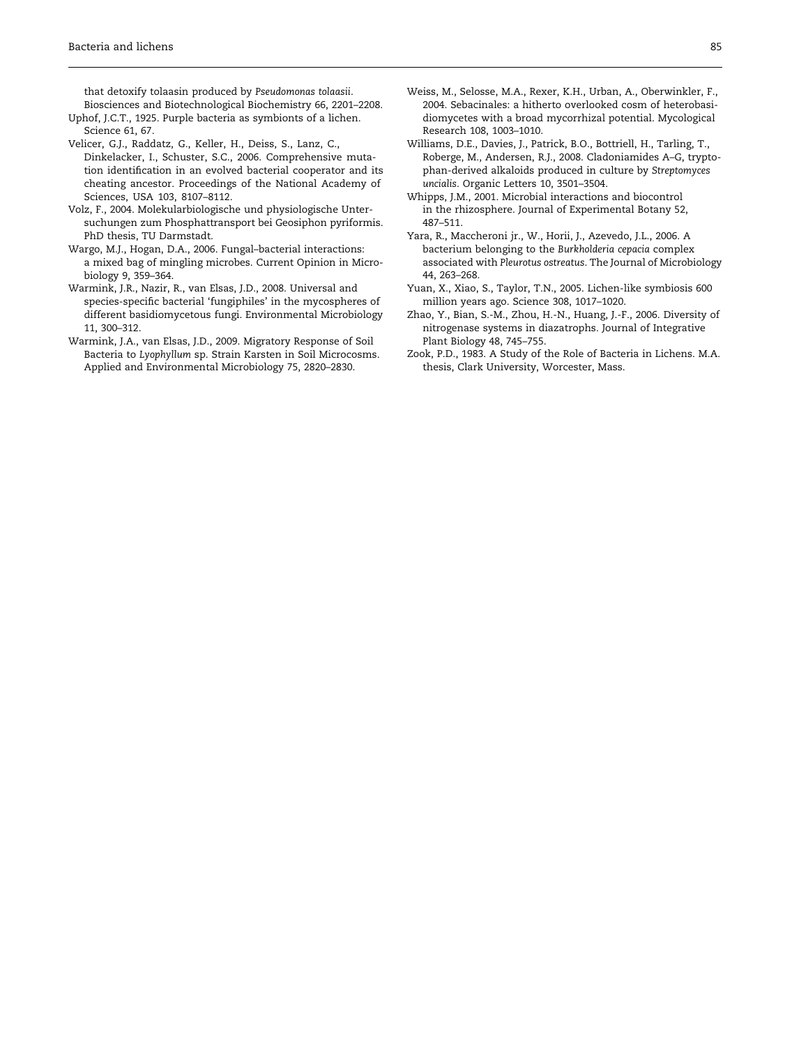that detoxify tolaasin produced by *Pseudomonas tolaasii*. Biosciences and Biotechnological Biochemistry 66, 2201–2208.

Uphof, J.C.T., 1925. Purple bacteria as symbionts of a lichen. Science 61, 67.

Velicer, G.J., Raddatz, G., Keller, H., Deiss, S., Lanz, C., Dinkelacker, I., Schuster, S.C., 2006. Comprehensive mutation identification in an evolved bacterial cooperator and its cheating ancestor. Proceedings of the National Academy of Sciences, USA 103, 8107–8112.

Volz, F., 2004. Molekularbiologische und physiologische Untersuchungen zum Phosphattransport bei Geosiphon pyriformis. PhD thesis, TU Darmstadt.

Wargo, M.J., Hogan, D.A., 2006. Fungal–bacterial interactions: a mixed bag of mingling microbes. Current Opinion in Microbiology 9, 359–364.

Warmink, J.R., Nazir, R., van Elsas, J.D., 2008. Universal and species-specific bacterial 'fungiphiles' in the mycospheres of different basidiomycetous fungi. Environmental Microbiology 11, 300–312.

Warmink, J.A., van Elsas, J.D., 2009. Migratory Response of Soil Bacteria to *Lyophyllum* sp. Strain Karsten in Soil Microcosms. Applied and Environmental Microbiology 75, 2820–2830.

Weiss, M., Selosse, M.A., Rexer, K.H., Urban, A., Oberwinkler, F., 2004. Sebacinales: a hitherto overlooked cosm of heterobasidiomycetes with a broad mycorrhizal potential. Mycological Research 108, 1003–1010.

Williams, D.E., Davies, J., Patrick, B.O., Bottriell, H., Tarling, T., Roberge, M., Andersen, R.J., 2008. Cladoniamides A–G, tryptophan-derived alkaloids produced in culture by *Streptomyces uncialis*. Organic Letters 10, 3501–3504.

Whipps, J.M., 2001. Microbial interactions and biocontrol in the rhizosphere. Journal of Experimental Botany 52, 487–511.

Yara, R., Maccheroni jr., W., Horii, J., Azevedo, J.L., 2006. A bacterium belonging to the *Burkholderia cepacia* complex associated with *Pleurotus ostreatus*. The Journal of Microbiology 44, 263–268.

Yuan, X., Xiao, S., Taylor, T.N., 2005. Lichen-like symbiosis 600 million years ago. Science 308, 1017–1020.

Zhao, Y., Bian, S.-M., Zhou, H.-N., Huang, J.-F., 2006. Diversity of nitrogenase systems in diazatrophs. Journal of Integrative Plant Biology 48, 745–755.

Zook, P.D., 1983. A Study of the Role of Bacteria in Lichens. M.A. thesis, Clark University, Worcester, Mass.